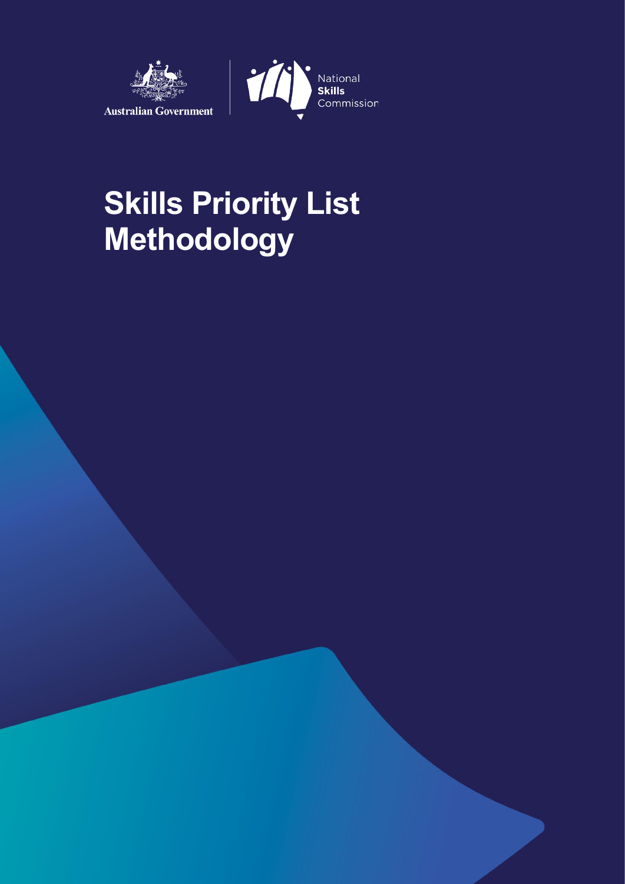Australian Government

National Skills Commission

# Skills Priority List Methodology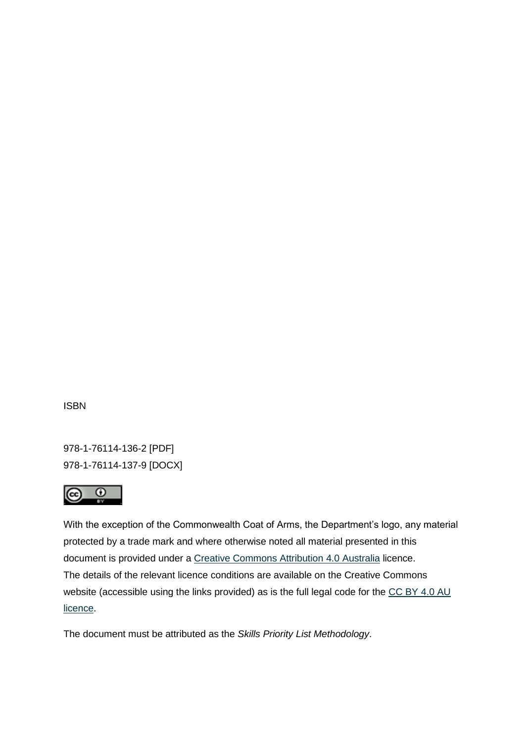ISBN

978-1-76114-136-2 [PDF]
978-1-76114-137-9 [DOCX]

With the exception of the Commonwealth Coat of Arms, the Department's logo, any material protected by a trade mark and where otherwise noted all material presented in this document is provided under a [Creative Commons Attribution 4.0 Australia](https://creativecommons.org/licenses/by/4.0/) licence.
The details of the relevant licence conditions are available on the Creative Commons website (accessible using the links provided) as is the full legal code for the [CC BY 4.0 AU licence](https://creativecommons.org/licenses/by/4.0/legalcode).

The document must be attributed as the *Skills Priority List Methodology*.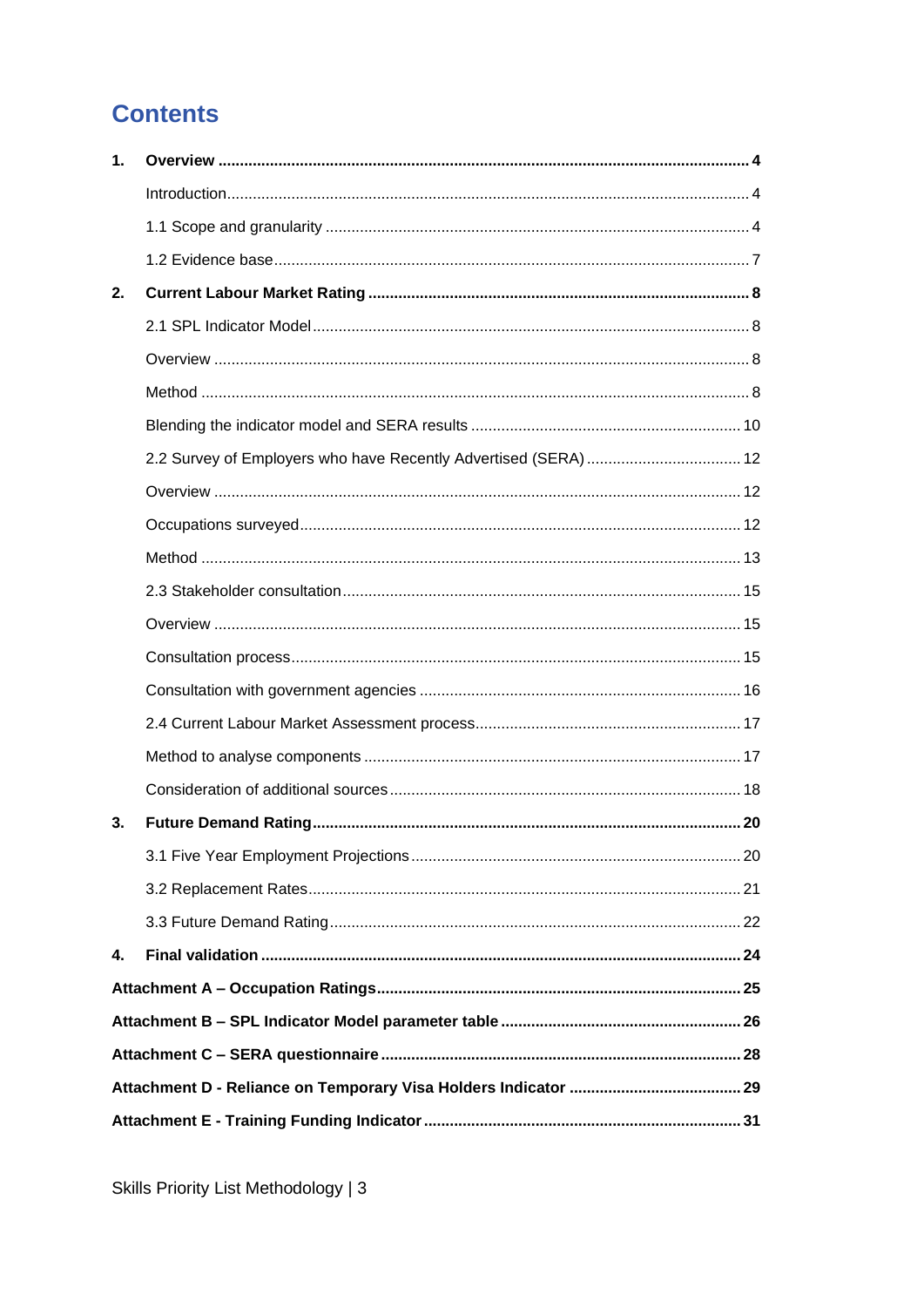# Contents

1. **Overview** .......... **4**
    - Introduction .......... 4
    - 1.1 Scope and granularity .......... 4
    - 1.2 Evidence base .......... 7
2. **Current Labour Market Rating** .......... **8**
    - 2.1 SPL Indicator Model .......... 8
    - Overview .......... 8
    - Method .......... 8
    - Blending the indicator model and SERA results .......... 10
    - 2.2 Survey of Employers who have Recently Advertised (SERA) .......... 12
    - Overview .......... 12
    - Occupations surveyed .......... 12
    - Method .......... 13
    - 2.3 Stakeholder consultation .......... 15
    - Overview .......... 15
    - Consultation process .......... 15
    - Consultation with government agencies .......... 16
    - 2.4 Current Labour Market Assessment process .......... 17
    - Method to analyse components .......... 17
    - Consideration of additional sources .......... 18
3. **Future Demand Rating** .......... **20**
    - 3.1 Five Year Employment Projections .......... 20
    - 3.2 Replacement Rates .......... 21
    - 3.3 Future Demand Rating .......... 22
4. **Final validation** .......... **24**

**Attachment A – Occupation Ratings** .......... **25**

**Attachment B – SPL Indicator Model parameter table** .......... **26**

**Attachment C – SERA questionnaire** .......... **28**

**Attachment D - Reliance on Temporary Visa Holders Indicator** .......... **29**

**Attachment E - Training Funding Indicator** .......... **31**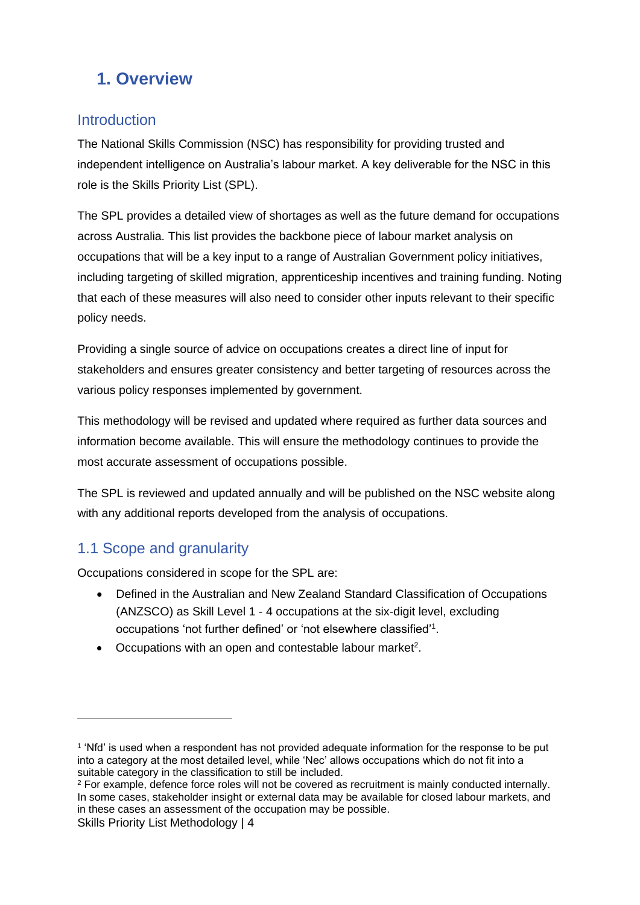# 1. Overview

## Introduction

The National Skills Commission (NSC) has responsibility for providing trusted and independent intelligence on Australia's labour market. A key deliverable for the NSC in this role is the Skills Priority List (SPL).

The SPL provides a detailed view of shortages as well as the future demand for occupations across Australia. This list provides the backbone piece of labour market analysis on occupations that will be a key input to a range of Australian Government policy initiatives, including targeting of skilled migration, apprenticeship incentives and training funding. Noting that each of these measures will also need to consider other inputs relevant to their specific policy needs.

Providing a single source of advice on occupations creates a direct line of input for stakeholders and ensures greater consistency and better targeting of resources across the various policy responses implemented by government.

This methodology will be revised and updated where required as further data sources and information become available. This will ensure the methodology continues to provide the most accurate assessment of occupations possible.

The SPL is reviewed and updated annually and will be published on the NSC website along with any additional reports developed from the analysis of occupations.

## 1.1 Scope and granularity

Occupations considered in scope for the SPL are:

- Defined in the Australian and New Zealand Standard Classification of Occupations (ANZSCO) as Skill Level 1 - 4 occupations at the six-digit level, excluding occupations 'not further defined' or 'not elsewhere classified'[1].
- Occupations with an open and contestable labour market[2].

[1] 'Nfd' is used when a respondent has not provided adequate information for the response to be put into a category at the most detailed level, while 'Nec' allows occupations which do not fit into a suitable category in the classification to still be included.

[2] For example, defence force roles will not be covered as recruitment is mainly conducted internally. In some cases, stakeholder insight or external data may be available for closed labour markets, and in these cases an assessment of the occupation may be possible.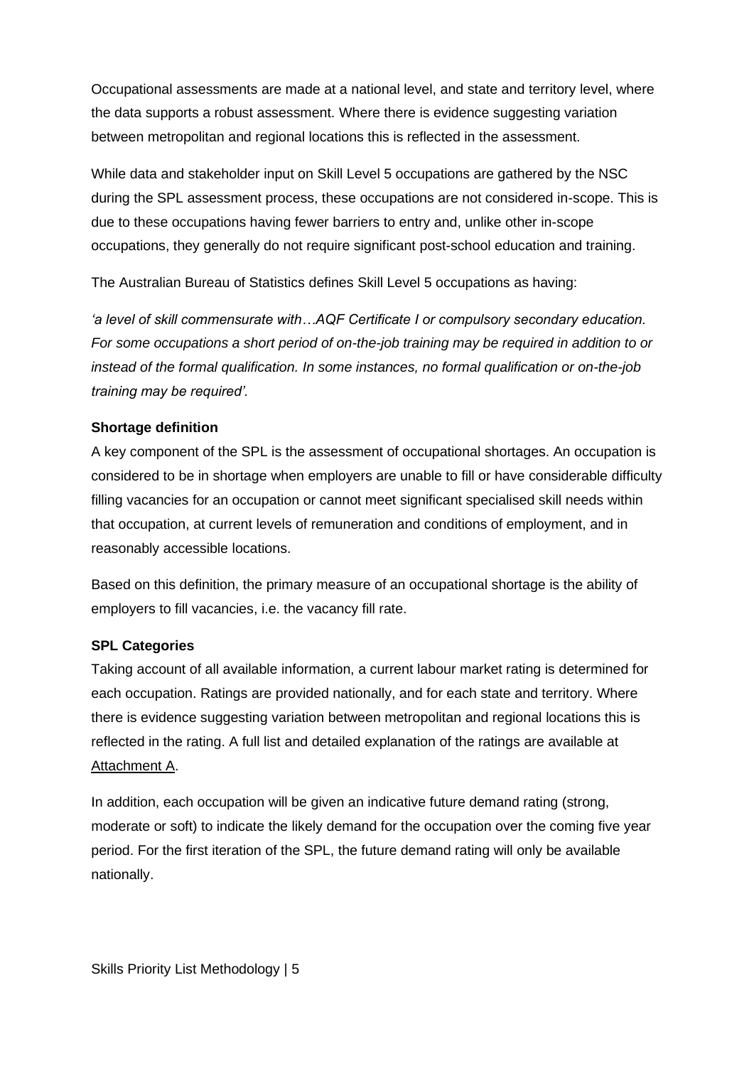Occupational assessments are made at a national level, and state and territory level, where the data supports a robust assessment. Where there is evidence suggesting variation between metropolitan and regional locations this is reflected in the assessment.

While data and stakeholder input on Skill Level 5 occupations are gathered by the NSC during the SPL assessment process, these occupations are not considered in-scope. This is due to these occupations having fewer barriers to entry and, unlike other in-scope occupations, they generally do not require significant post-school education and training.

The Australian Bureau of Statistics defines Skill Level 5 occupations as having:

*'a level of skill commensurate with…AQF Certificate I or compulsory secondary education. For some occupations a short period of on-the-job training may be required in addition to or instead of the formal qualification. In some instances, no formal qualification or on-the-job training may be required'.*

**Shortage definition**

A key component of the SPL is the assessment of occupational shortages. An occupation is considered to be in shortage when employers are unable to fill or have considerable difficulty filling vacancies for an occupation or cannot meet significant specialised skill needs within that occupation, at current levels of remuneration and conditions of employment, and in reasonably accessible locations.

Based on this definition, the primary measure of an occupational shortage is the ability of employers to fill vacancies, i.e. the vacancy fill rate.

**SPL Categories**

Taking account of all available information, a current labour market rating is determined for each occupation. Ratings are provided nationally, and for each state and territory. Where there is evidence suggesting variation between metropolitan and regional locations this is reflected in the rating. A full list and detailed explanation of the ratings are available at Attachment A.

In addition, each occupation will be given an indicative future demand rating (strong, moderate or soft) to indicate the likely demand for the occupation over the coming five year period. For the first iteration of the SPL, the future demand rating will only be available nationally.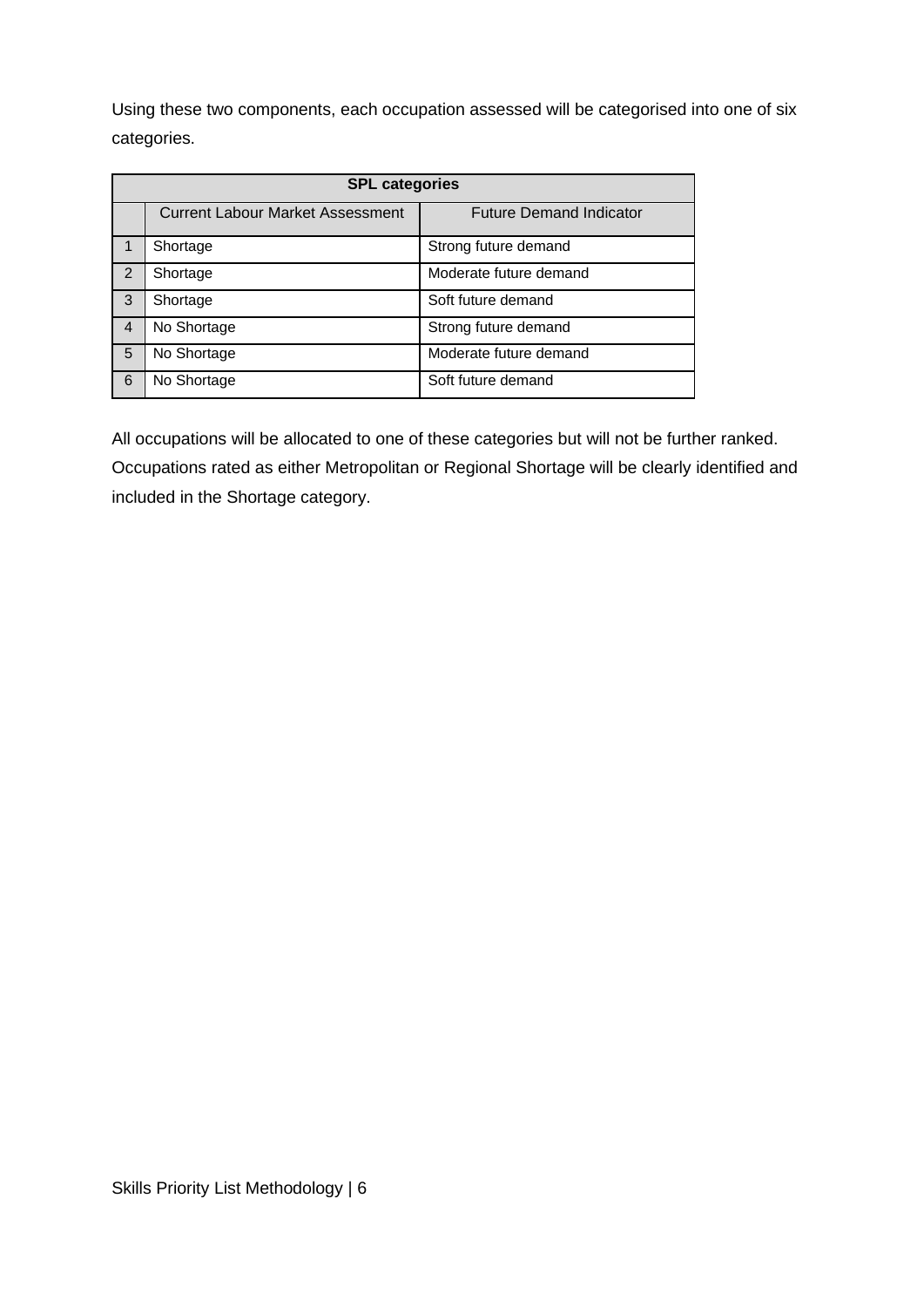Using these two components, each occupation assessed will be categorised into one of six categories.

| SPL categories | | |
|---|---|---|
| | Current Labour Market Assessment | Future Demand Indicator |
| 1 | Shortage | Strong future demand |
| 2 | Shortage | Moderate future demand |
| 3 | Shortage | Soft future demand |
| 4 | No Shortage | Strong future demand |
| 5 | No Shortage | Moderate future demand |
| 6 | No Shortage | Soft future demand |

All occupations will be allocated to one of these categories but will not be further ranked. Occupations rated as either Metropolitan or Regional Shortage will be clearly identified and included in the Shortage category.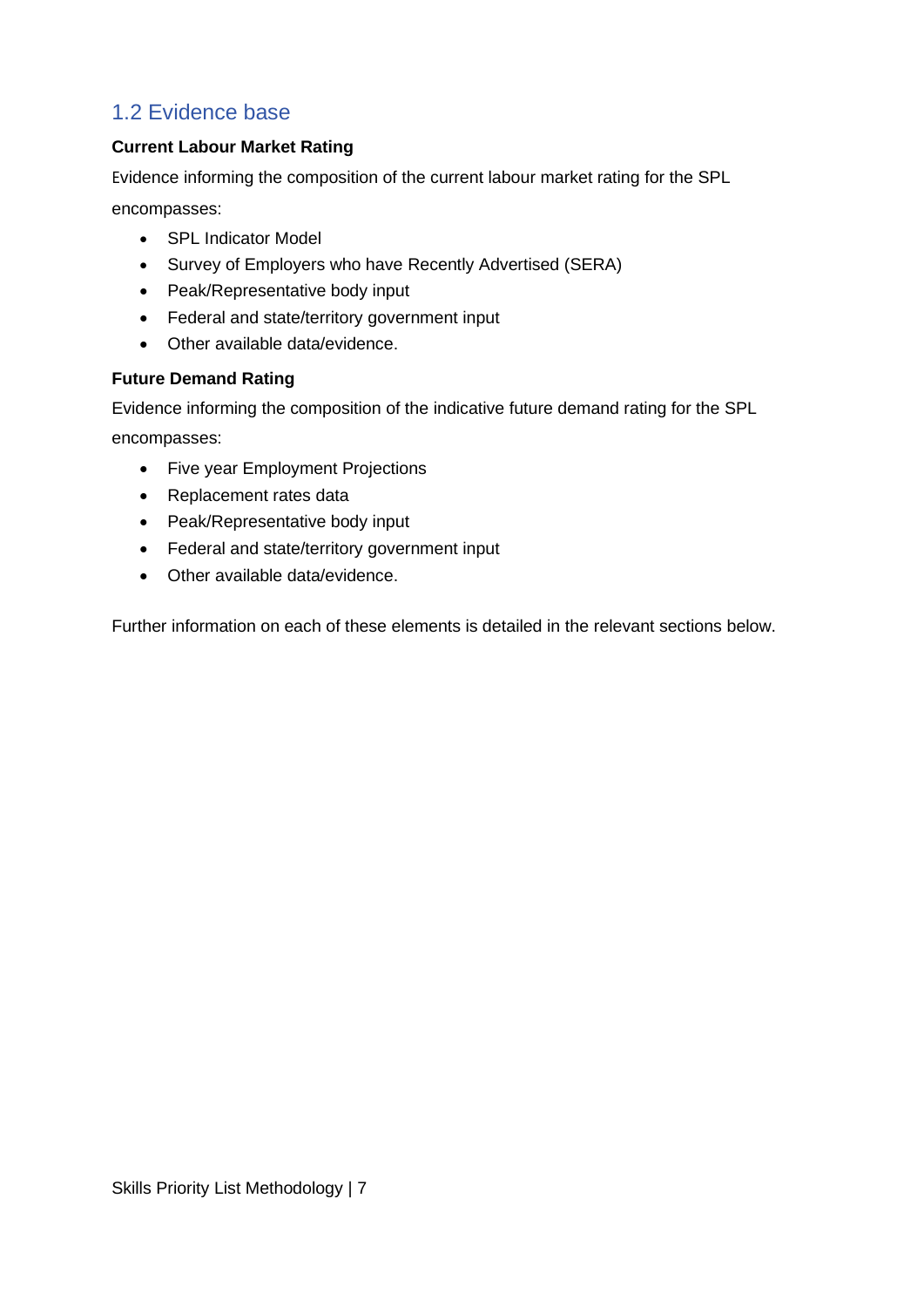## 1.2 Evidence base

**Current Labour Market Rating**

Evidence informing the composition of the current labour market rating for the SPL encompasses:

- SPL Indicator Model
- Survey of Employers who have Recently Advertised (SERA)
- Peak/Representative body input
- Federal and state/territory government input
- Other available data/evidence.

**Future Demand Rating**

Evidence informing the composition of the indicative future demand rating for the SPL encompasses:

- Five year Employment Projections
- Replacement rates data
- Peak/Representative body input
- Federal and state/territory government input
- Other available data/evidence.

Further information on each of these elements is detailed in the relevant sections below.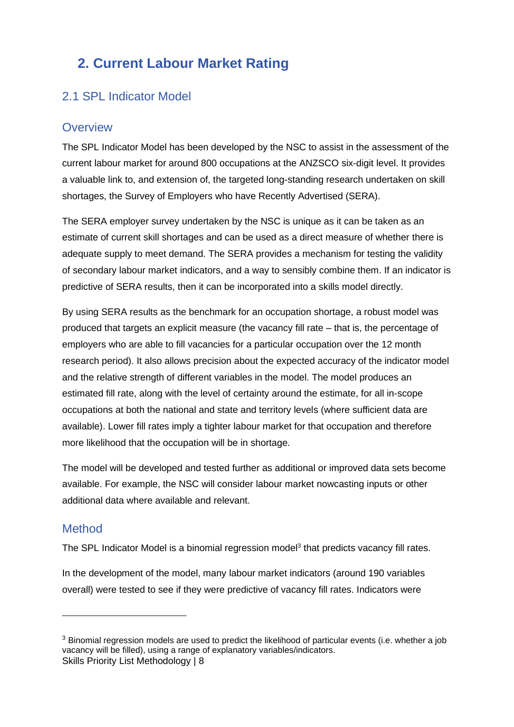# 2. Current Labour Market Rating

## 2.1 SPL Indicator Model

### Overview

The SPL Indicator Model has been developed by the NSC to assist in the assessment of the current labour market for around 800 occupations at the ANZSCO six-digit level. It provides a valuable link to, and extension of, the targeted long-standing research undertaken on skill shortages, the Survey of Employers who have Recently Advertised (SERA).

The SERA employer survey undertaken by the NSC is unique as it can be taken as an estimate of current skill shortages and can be used as a direct measure of whether there is adequate supply to meet demand. The SERA provides a mechanism for testing the validity of secondary labour market indicators, and a way to sensibly combine them. If an indicator is predictive of SERA results, then it can be incorporated into a skills model directly.

By using SERA results as the benchmark for an occupation shortage, a robust model was produced that targets an explicit measure (the vacancy fill rate – that is, the percentage of employers who are able to fill vacancies for a particular occupation over the 12 month research period). It also allows precision about the expected accuracy of the indicator model and the relative strength of different variables in the model. The model produces an estimated fill rate, along with the level of certainty around the estimate, for all in-scope occupations at both the national and state and territory levels (where sufficient data are available). Lower fill rates imply a tighter labour market for that occupation and therefore more likelihood that the occupation will be in shortage.

The model will be developed and tested further as additional or improved data sets become available. For example, the NSC will consider labour market nowcasting inputs or other additional data where available and relevant.

### Method

The SPL Indicator Model is a binomial regression model[3] that predicts vacancy fill rates.

In the development of the model, many labour market indicators (around 190 variables overall) were tested to see if they were predictive of vacancy fill rates. Indicators were

[3] Binomial regression models are used to predict the likelihood of particular events (i.e. whether a job vacancy will be filled), using a range of explanatory variables/indicators.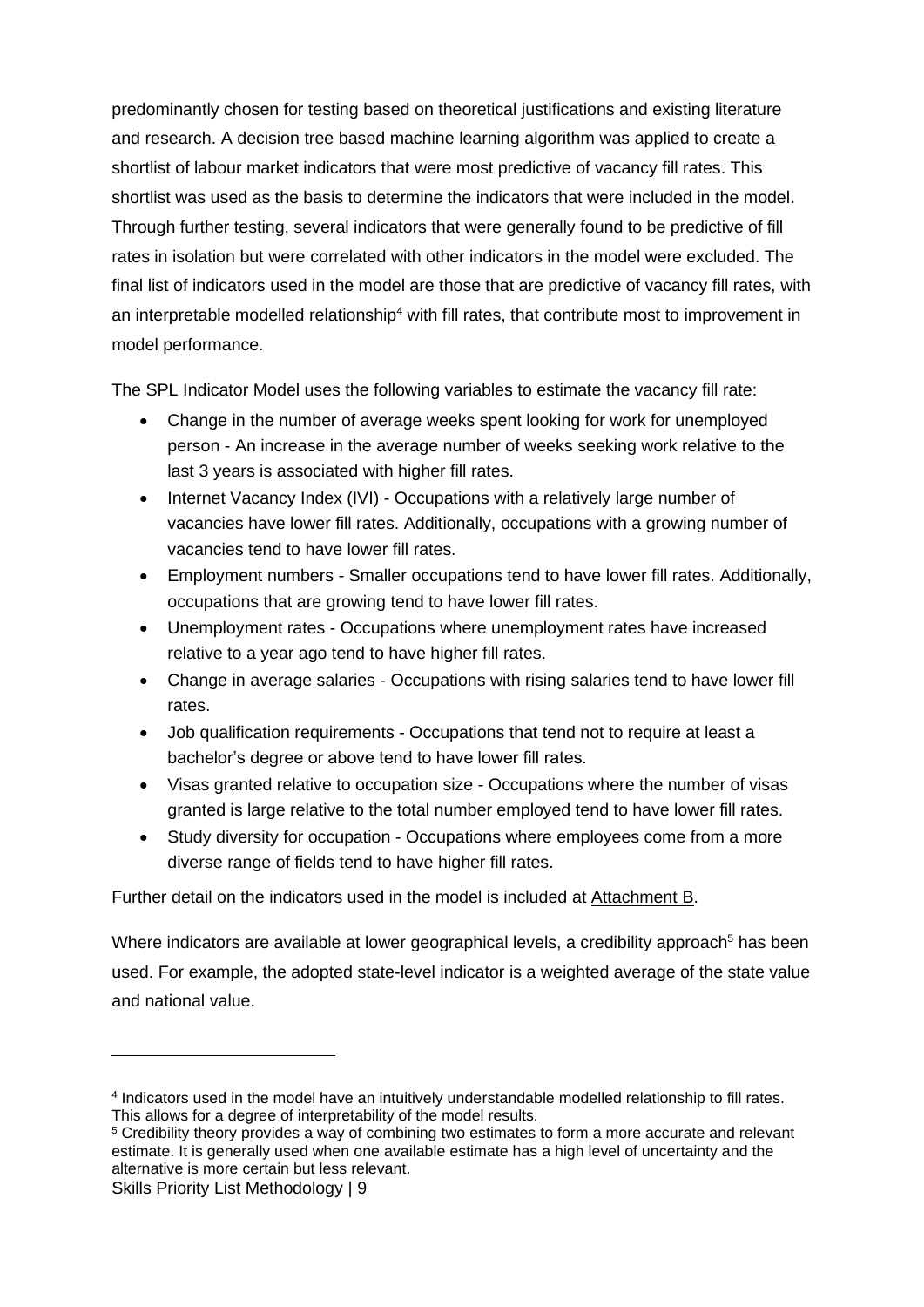predominantly chosen for testing based on theoretical justifications and existing literature and research. A decision tree based machine learning algorithm was applied to create a shortlist of labour market indicators that were most predictive of vacancy fill rates. This shortlist was used as the basis to determine the indicators that were included in the model. Through further testing, several indicators that were generally found to be predictive of fill rates in isolation but were correlated with other indicators in the model were excluded. The final list of indicators used in the model are those that are predictive of vacancy fill rates, with an interpretable modelled relationship[4] with fill rates, that contribute most to improvement in model performance.

The SPL Indicator Model uses the following variables to estimate the vacancy fill rate:

- Change in the number of average weeks spent looking for work for unemployed person - An increase in the average number of weeks seeking work relative to the last 3 years is associated with higher fill rates.
- Internet Vacancy Index (IVI) - Occupations with a relatively large number of vacancies have lower fill rates. Additionally, occupations with a growing number of vacancies tend to have lower fill rates.
- Employment numbers - Smaller occupations tend to have lower fill rates. Additionally, occupations that are growing tend to have lower fill rates.
- Unemployment rates - Occupations where unemployment rates have increased relative to a year ago tend to have higher fill rates.
- Change in average salaries - Occupations with rising salaries tend to have lower fill rates.
- Job qualification requirements - Occupations that tend not to require at least a bachelor's degree or above tend to have lower fill rates.
- Visas granted relative to occupation size - Occupations where the number of visas granted is large relative to the total number employed tend to have lower fill rates.
- Study diversity for occupation - Occupations where employees come from a more diverse range of fields tend to have higher fill rates.

Further detail on the indicators used in the model is included at Attachment B.

Where indicators are available at lower geographical levels, a credibility approach[5] has been used. For example, the adopted state-level indicator is a weighted average of the state value and national value.

[4] Indicators used in the model have an intuitively understandable modelled relationship to fill rates. This allows for a degree of interpretability of the model results.

[5] Credibility theory provides a way of combining two estimates to form a more accurate and relevant estimate. It is generally used when one available estimate has a high level of uncertainty and the alternative is more certain but less relevant.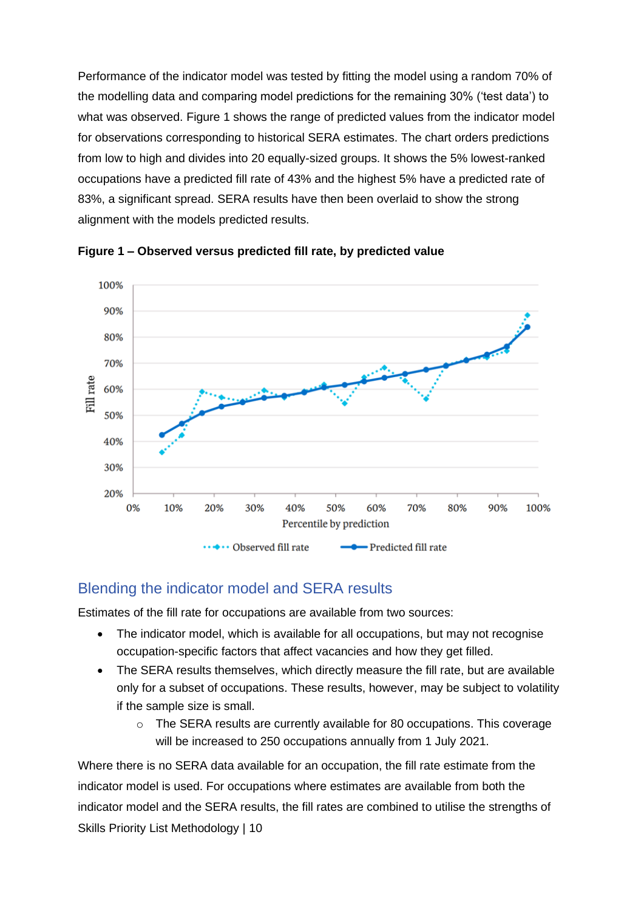Performance of the indicator model was tested by fitting the model using a random 70% of the modelling data and comparing model predictions for the remaining 30% ('test data') to what was observed. Figure 1 shows the range of predicted values from the indicator model for observations corresponding to historical SERA estimates. The chart orders predictions from low to high and divides into 20 equally-sized groups. It shows the 5% lowest-ranked occupations have a predicted fill rate of 43% and the highest 5% have a predicted rate of 83%, a significant spread. SERA results have then been overlaid to show the strong alignment with the models predicted results.

**Figure 1 – Observed versus predicted fill rate, by predicted value**

Fill rate

100%
90%
80%
70%
60%
50%
40%
30%
20%

0% 10% 20% 30% 40% 50% 60% 70% 80% 90% 100%

Percentile by prediction

Observed fill rate
Predicted fill rate

## Blending the indicator model and SERA results

Estimates of the fill rate for occupations are available from two sources:

- The indicator model, which is available for all occupations, but may not recognise occupation-specific factors that affect vacancies and how they get filled.
- The SERA results themselves, which directly measure the fill rate, but are available only for a subset of occupations. These results, however, may be subject to volatility if the sample size is small.
  - The SERA results are currently available for 80 occupations. This coverage will be increased to 250 occupations annually from 1 July 2021.

Where there is no SERA data available for an occupation, the fill rate estimate from the indicator model is used. For occupations where estimates are available from both the indicator model and the SERA results, the fill rates are combined to utilise the strengths of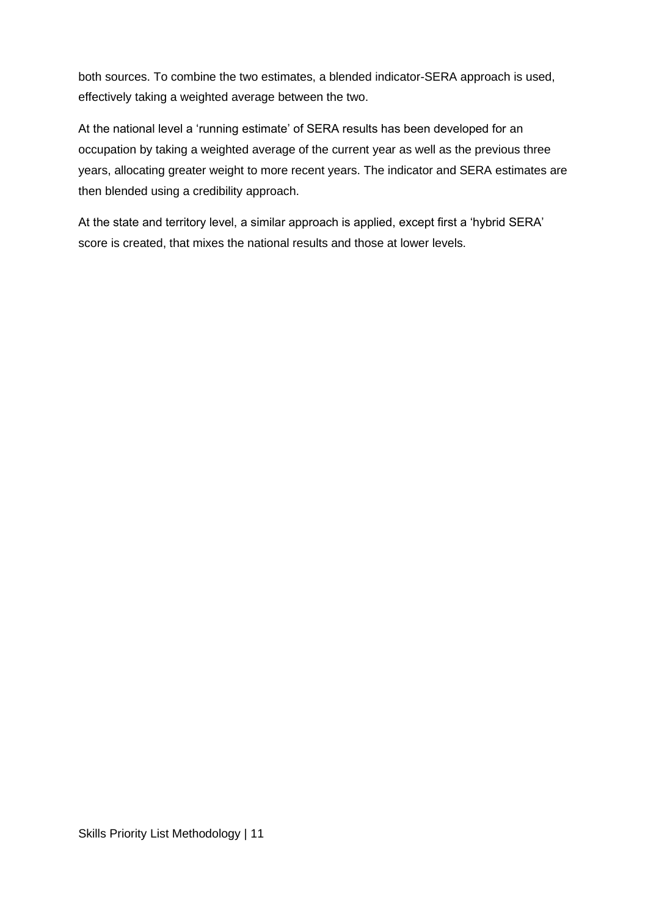both sources. To combine the two estimates, a blended indicator-SERA approach is used, effectively taking a weighted average between the two.

At the national level a 'running estimate' of SERA results has been developed for an occupation by taking a weighted average of the current year as well as the previous three years, allocating greater weight to more recent years. The indicator and SERA estimates are then blended using a credibility approach.

At the state and territory level, a similar approach is applied, except first a 'hybrid SERA' score is created, that mixes the national results and those at lower levels.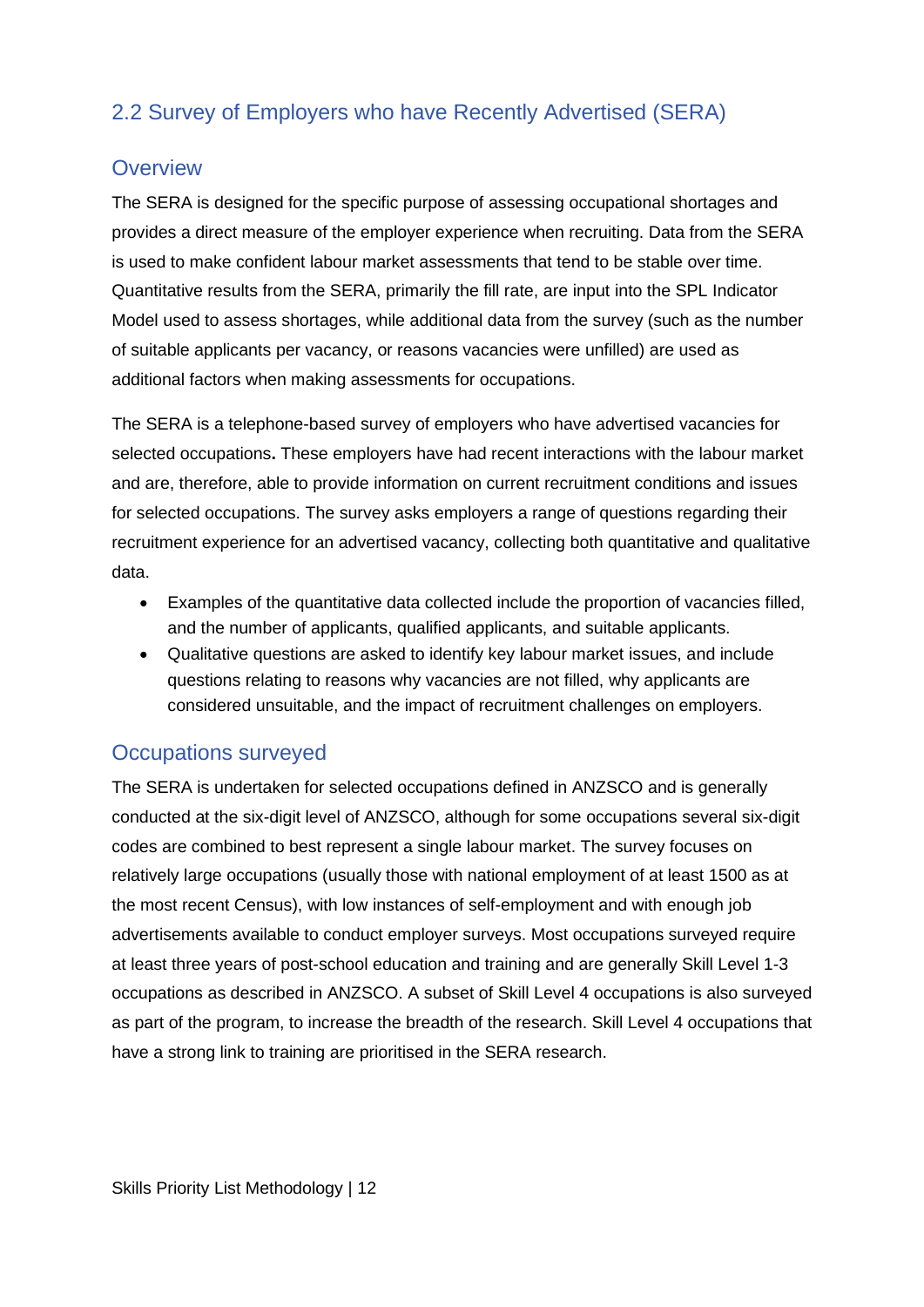## 2.2 Survey of Employers who have Recently Advertised (SERA)

### Overview

The SERA is designed for the specific purpose of assessing occupational shortages and provides a direct measure of the employer experience when recruiting. Data from the SERA is used to make confident labour market assessments that tend to be stable over time. Quantitative results from the SERA, primarily the fill rate, are input into the SPL Indicator Model used to assess shortages, while additional data from the survey (such as the number of suitable applicants per vacancy, or reasons vacancies were unfilled) are used as additional factors when making assessments for occupations.

The SERA is a telephone-based survey of employers who have advertised vacancies for selected occupations**.** These employers have had recent interactions with the labour market and are, therefore, able to provide information on current recruitment conditions and issues for selected occupations. The survey asks employers a range of questions regarding their recruitment experience for an advertised vacancy, collecting both quantitative and qualitative data.

- Examples of the quantitative data collected include the proportion of vacancies filled, and the number of applicants, qualified applicants, and suitable applicants.
- Qualitative questions are asked to identify key labour market issues, and include questions relating to reasons why vacancies are not filled, why applicants are considered unsuitable, and the impact of recruitment challenges on employers.

### Occupations surveyed

The SERA is undertaken for selected occupations defined in ANZSCO and is generally conducted at the six-digit level of ANZSCO, although for some occupations several six-digit codes are combined to best represent a single labour market. The survey focuses on relatively large occupations (usually those with national employment of at least 1500 as at the most recent Census), with low instances of self-employment and with enough job advertisements available to conduct employer surveys. Most occupations surveyed require at least three years of post-school education and training and are generally Skill Level 1-3 occupations as described in ANZSCO. A subset of Skill Level 4 occupations is also surveyed as part of the program, to increase the breadth of the research. Skill Level 4 occupations that have a strong link to training are prioritised in the SERA research.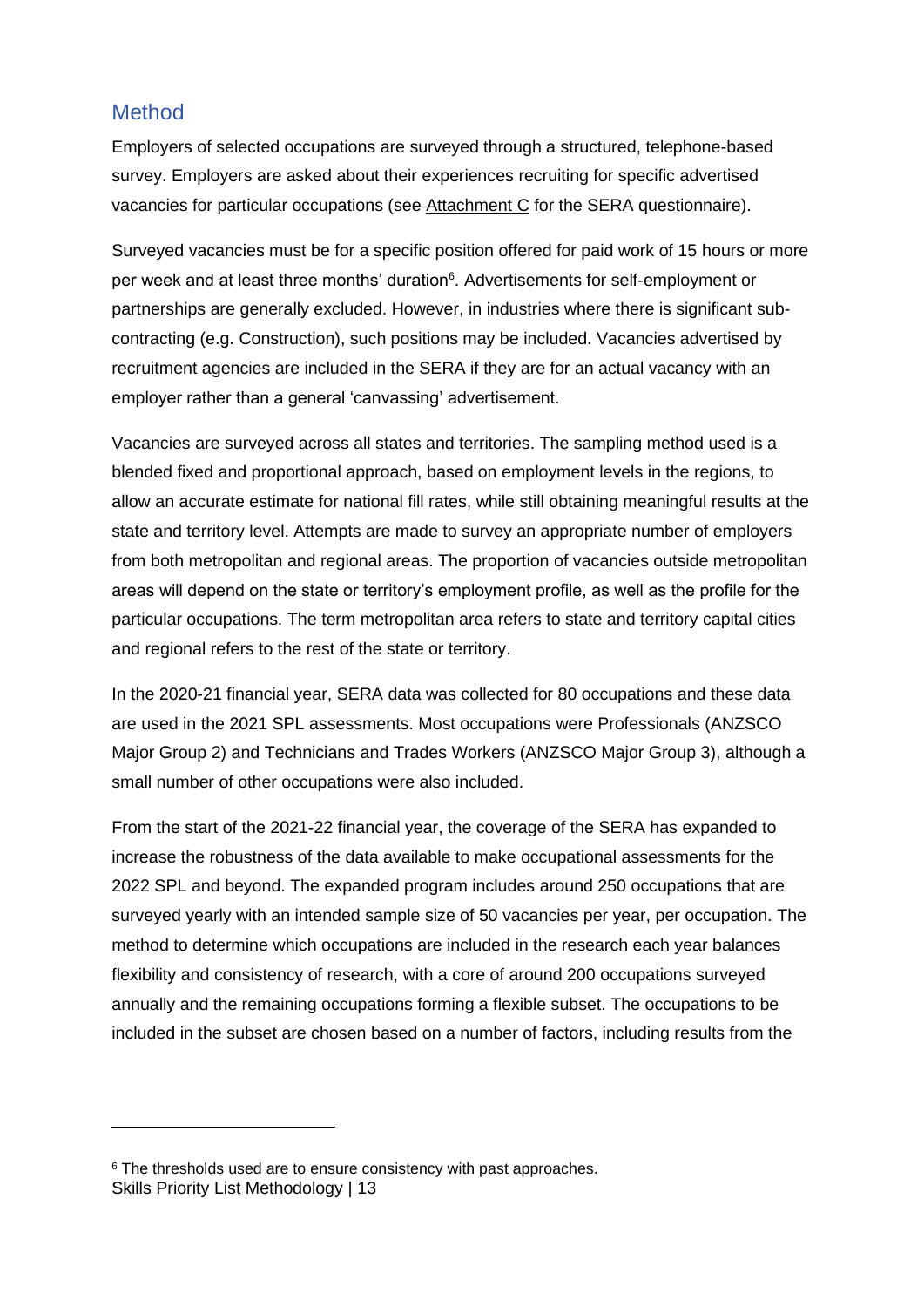## Method

Employers of selected occupations are surveyed through a structured, telephone-based survey. Employers are asked about their experiences recruiting for specific advertised vacancies for particular occupations (see Attachment C for the SERA questionnaire).

Surveyed vacancies must be for a specific position offered for paid work of 15 hours or more per week and at least three months' duration[6]. Advertisements for self-employment or partnerships are generally excluded. However, in industries where there is significant sub-contracting (e.g. Construction), such positions may be included. Vacancies advertised by recruitment agencies are included in the SERA if they are for an actual vacancy with an employer rather than a general 'canvassing' advertisement.

Vacancies are surveyed across all states and territories. The sampling method used is a blended fixed and proportional approach, based on employment levels in the regions, to allow an accurate estimate for national fill rates, while still obtaining meaningful results at the state and territory level. Attempts are made to survey an appropriate number of employers from both metropolitan and regional areas. The proportion of vacancies outside metropolitan areas will depend on the state or territory's employment profile, as well as the profile for the particular occupations. The term metropolitan area refers to state and territory capital cities and regional refers to the rest of the state or territory.

In the 2020-21 financial year, SERA data was collected for 80 occupations and these data are used in the 2021 SPL assessments. Most occupations were Professionals (ANZSCO Major Group 2) and Technicians and Trades Workers (ANZSCO Major Group 3), although a small number of other occupations were also included.

From the start of the 2021-22 financial year, the coverage of the SERA has expanded to increase the robustness of the data available to make occupational assessments for the 2022 SPL and beyond. The expanded program includes around 250 occupations that are surveyed yearly with an intended sample size of 50 vacancies per year, per occupation. The method to determine which occupations are included in the research each year balances flexibility and consistency of research, with a core of around 200 occupations surveyed annually and the remaining occupations forming a flexible subset. The occupations to be included in the subset are chosen based on a number of factors, including results from the

[6] The thresholds used are to ensure consistency with past approaches.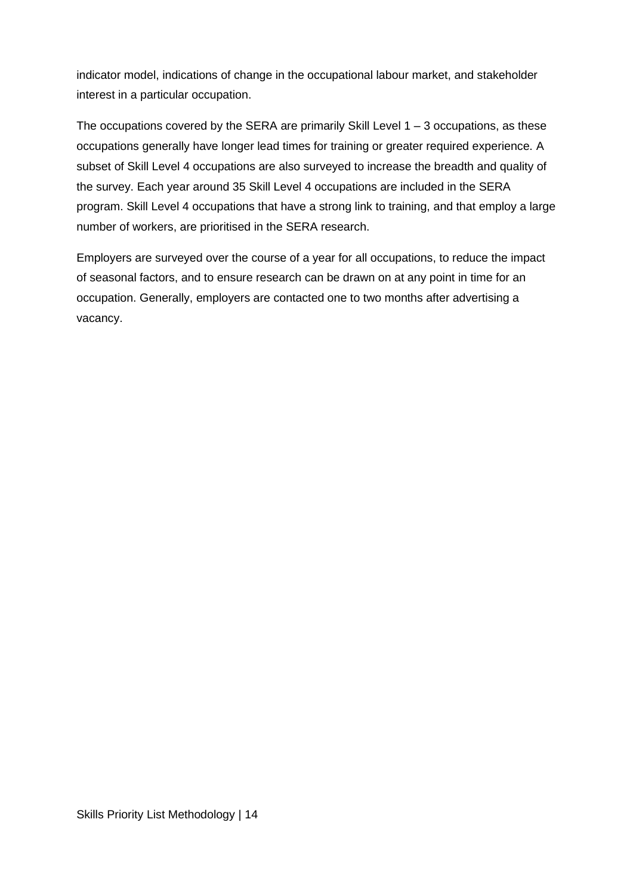indicator model, indications of change in the occupational labour market, and stakeholder interest in a particular occupation.

The occupations covered by the SERA are primarily Skill Level 1 – 3 occupations, as these occupations generally have longer lead times for training or greater required experience. A subset of Skill Level 4 occupations are also surveyed to increase the breadth and quality of the survey. Each year around 35 Skill Level 4 occupations are included in the SERA program. Skill Level 4 occupations that have a strong link to training, and that employ a large number of workers, are prioritised in the SERA research.

Employers are surveyed over the course of a year for all occupations, to reduce the impact of seasonal factors, and to ensure research can be drawn on at any point in time for an occupation. Generally, employers are contacted one to two months after advertising a vacancy.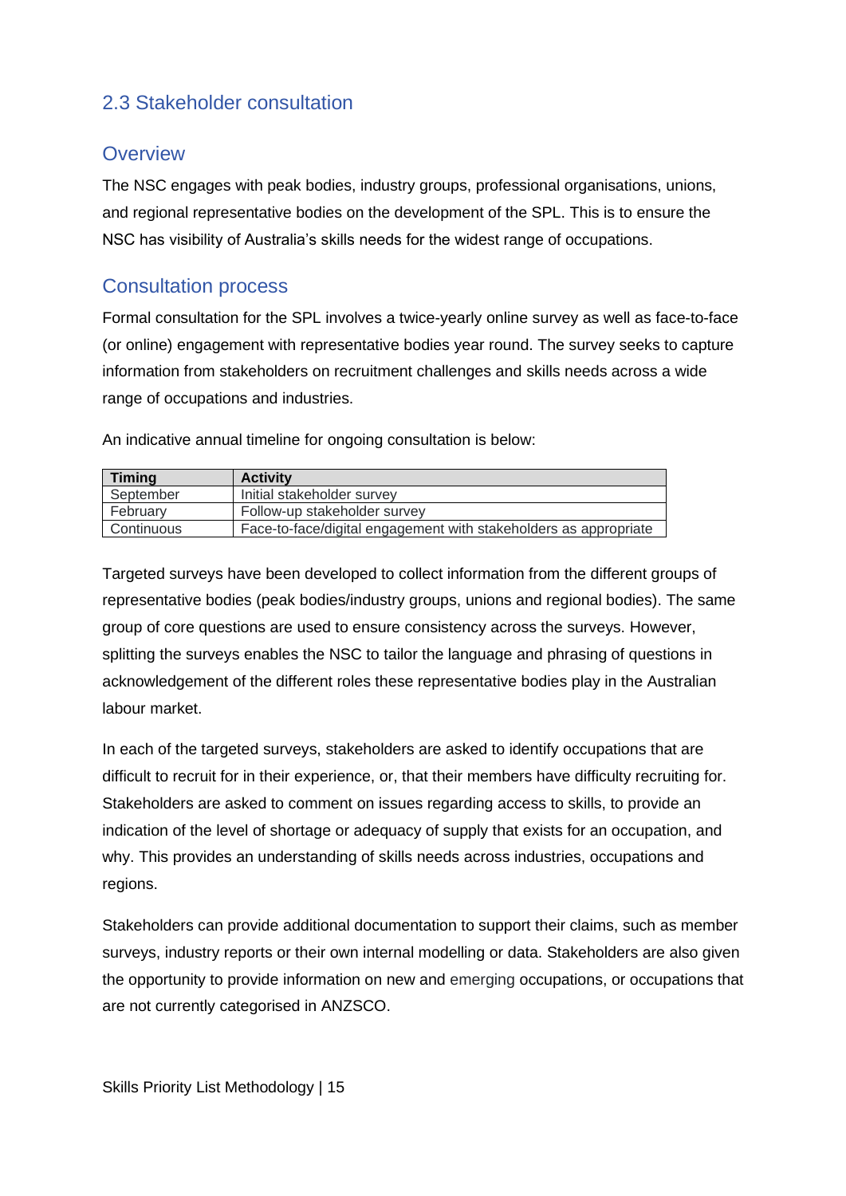## 2.3 Stakeholder consultation

### Overview

The NSC engages with peak bodies, industry groups, professional organisations, unions, and regional representative bodies on the development of the SPL. This is to ensure the NSC has visibility of Australia's skills needs for the widest range of occupations.

### Consultation process

Formal consultation for the SPL involves a twice-yearly online survey as well as face-to-face (or online) engagement with representative bodies year round. The survey seeks to capture information from stakeholders on recruitment challenges and skills needs across a wide range of occupations and industries.

An indicative annual timeline for ongoing consultation is below:

| Timing | Activity |
|---|---|
| September | Initial stakeholder survey |
| February | Follow-up stakeholder survey |
| Continuous | Face-to-face/digital engagement with stakeholders as appropriate |

Targeted surveys have been developed to collect information from the different groups of representative bodies (peak bodies/industry groups, unions and regional bodies). The same group of core questions are used to ensure consistency across the surveys. However, splitting the surveys enables the NSC to tailor the language and phrasing of questions in acknowledgement of the different roles these representative bodies play in the Australian labour market.

In each of the targeted surveys, stakeholders are asked to identify occupations that are difficult to recruit for in their experience, or, that their members have difficulty recruiting for. Stakeholders are asked to comment on issues regarding access to skills, to provide an indication of the level of shortage or adequacy of supply that exists for an occupation, and why. This provides an understanding of skills needs across industries, occupations and regions.

Stakeholders can provide additional documentation to support their claims, such as member surveys, industry reports or their own internal modelling or data. Stakeholders are also given the opportunity to provide information on new and emerging occupations, or occupations that are not currently categorised in ANZSCO.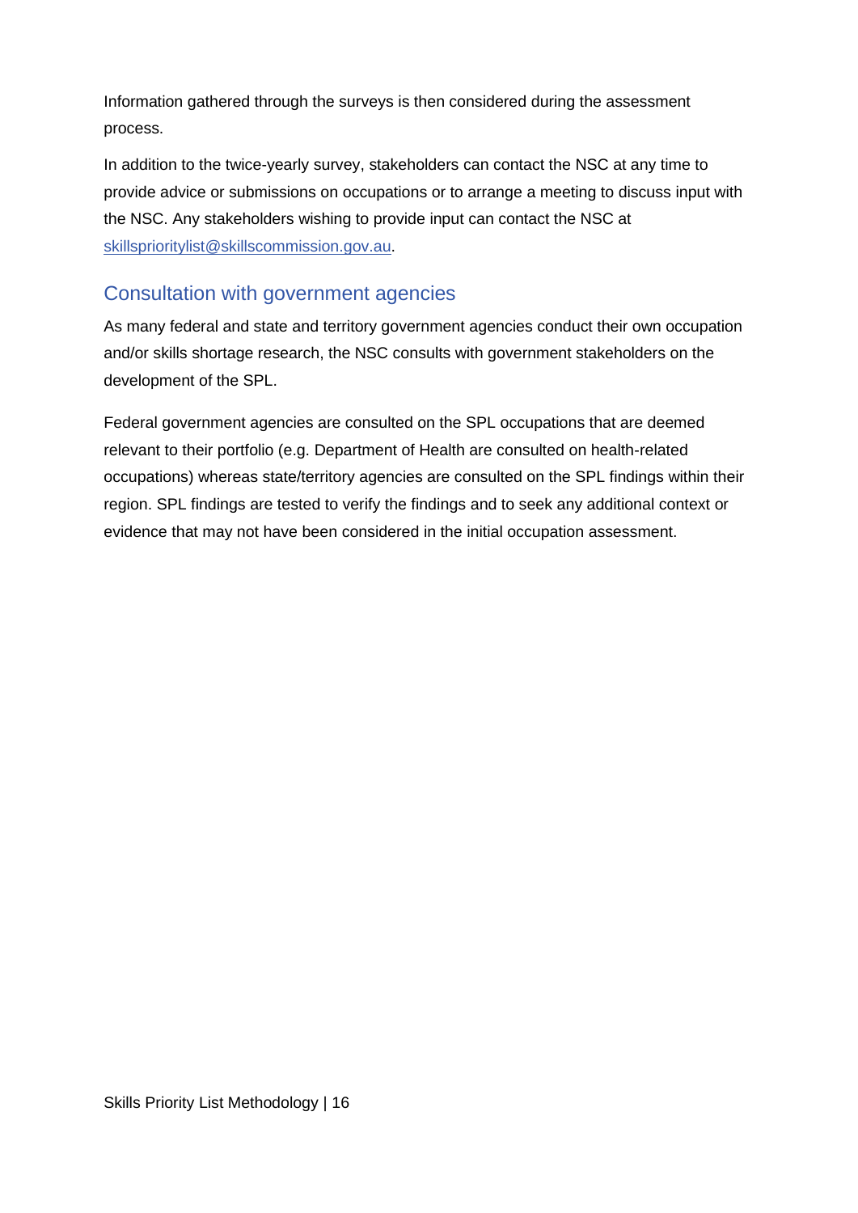Information gathered through the surveys is then considered during the assessment process.

In addition to the twice-yearly survey, stakeholders can contact the NSC at any time to provide advice or submissions on occupations or to arrange a meeting to discuss input with the NSC. Any stakeholders wishing to provide input can contact the NSC at skillsprioritylist@skillscommission.gov.au.

## Consultation with government agencies

As many federal and state and territory government agencies conduct their own occupation and/or skills shortage research, the NSC consults with government stakeholders on the development of the SPL.

Federal government agencies are consulted on the SPL occupations that are deemed relevant to their portfolio (e.g. Department of Health are consulted on health-related occupations) whereas state/territory agencies are consulted on the SPL findings within their region. SPL findings are tested to verify the findings and to seek any additional context or evidence that may not have been considered in the initial occupation assessment.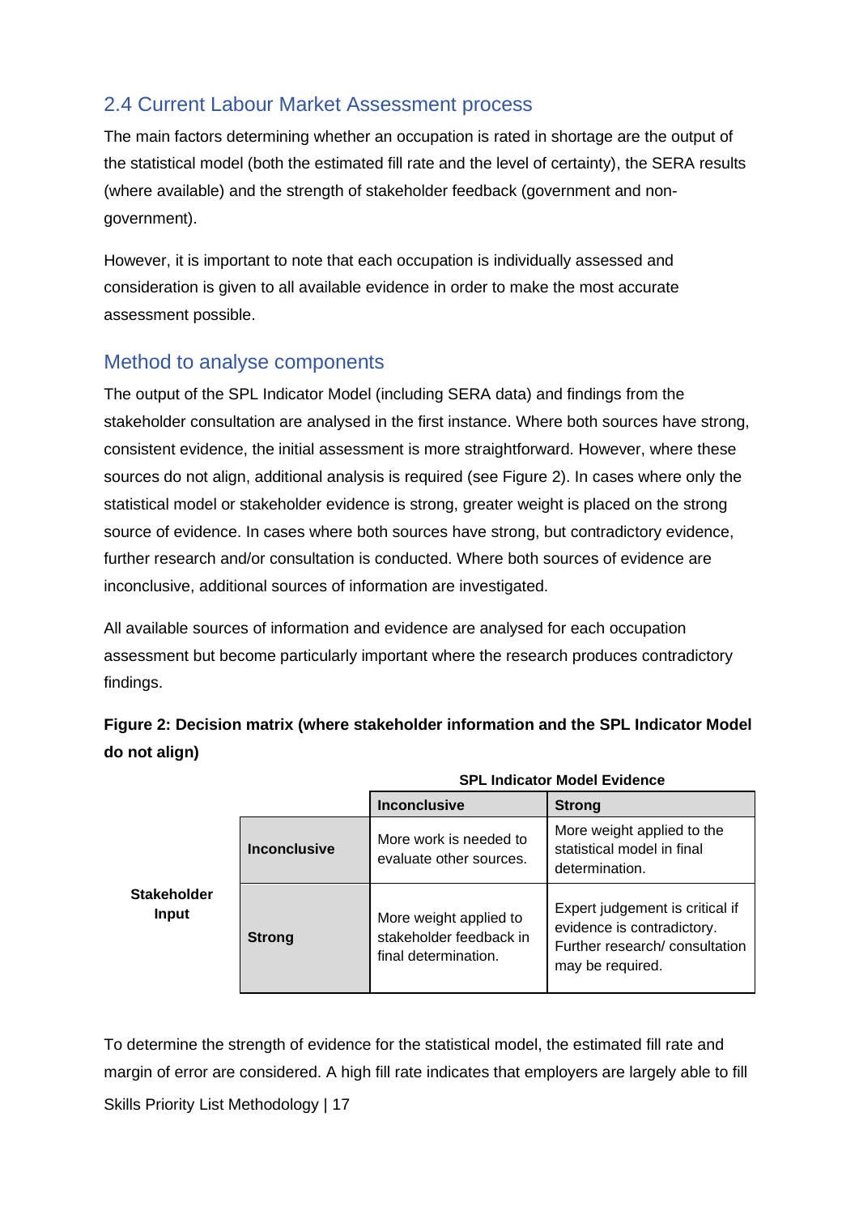## 2.4 Current Labour Market Assessment process

The main factors determining whether an occupation is rated in shortage are the output of the statistical model (both the estimated fill rate and the level of certainty), the SERA results (where available) and the strength of stakeholder feedback (government and non-government).

However, it is important to note that each occupation is individually assessed and consideration is given to all available evidence in order to make the most accurate assessment possible.

## Method to analyse components

The output of the SPL Indicator Model (including SERA data) and findings from the stakeholder consultation are analysed in the first instance. Where both sources have strong, consistent evidence, the initial assessment is more straightforward. However, where these sources do not align, additional analysis is required (see Figure 2). In cases where only the statistical model or stakeholder evidence is strong, greater weight is placed on the strong source of evidence. In cases where both sources have strong, but contradictory evidence, further research and/or consultation is conducted. Where both sources of evidence are inconclusive, additional sources of information are investigated.

All available sources of information and evidence are analysed for each occupation assessment but become particularly important where the research produces contradictory findings.

**Figure 2: Decision matrix (where stakeholder information and the SPL Indicator Model do not align)**

| | | SPL Indicator Model Evidence | |
|---|---|---|---|
| | | **Inconclusive** | **Strong** |
| **Stakeholder Input** | **Inconclusive** | More work is needed to evaluate other sources. | More weight applied to the statistical model in final determination. |
| | **Strong** | More weight applied to stakeholder feedback in final determination. | Expert judgement is critical if evidence is contradictory. Further research/ consultation may be required. |

To determine the strength of evidence for the statistical model, the estimated fill rate and margin of error are considered. A high fill rate indicates that employers are largely able to fill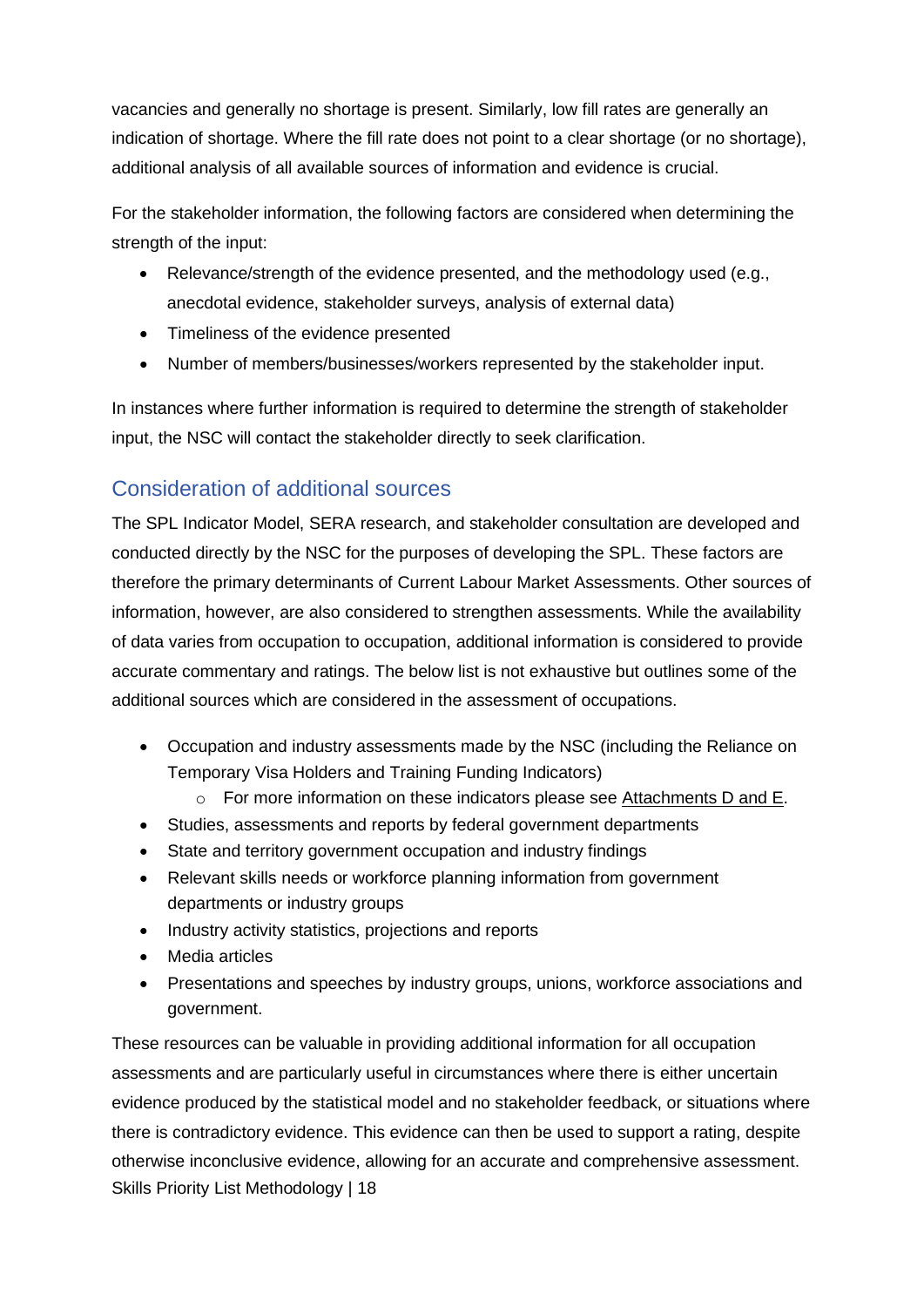vacancies and generally no shortage is present. Similarly, low fill rates are generally an indication of shortage. Where the fill rate does not point to a clear shortage (or no shortage), additional analysis of all available sources of information and evidence is crucial.

For the stakeholder information, the following factors are considered when determining the strength of the input:

- Relevance/strength of the evidence presented, and the methodology used (e.g., anecdotal evidence, stakeholder surveys, analysis of external data)
- Timeliness of the evidence presented
- Number of members/businesses/workers represented by the stakeholder input.

In instances where further information is required to determine the strength of stakeholder input, the NSC will contact the stakeholder directly to seek clarification.

## Consideration of additional sources

The SPL Indicator Model, SERA research, and stakeholder consultation are developed and conducted directly by the NSC for the purposes of developing the SPL. These factors are therefore the primary determinants of Current Labour Market Assessments. Other sources of information, however, are also considered to strengthen assessments. While the availability of data varies from occupation to occupation, additional information is considered to provide accurate commentary and ratings. The below list is not exhaustive but outlines some of the additional sources which are considered in the assessment of occupations.

- Occupation and industry assessments made by the NSC (including the Reliance on Temporary Visa Holders and Training Funding Indicators)
  - For more information on these indicators please see Attachments D and E.
- Studies, assessments and reports by federal government departments
- State and territory government occupation and industry findings
- Relevant skills needs or workforce planning information from government departments or industry groups
- Industry activity statistics, projections and reports
- Media articles
- Presentations and speeches by industry groups, unions, workforce associations and government.

These resources can be valuable in providing additional information for all occupation assessments and are particularly useful in circumstances where there is either uncertain evidence produced by the statistical model and no stakeholder feedback, or situations where there is contradictory evidence. This evidence can then be used to support a rating, despite otherwise inconclusive evidence, allowing for an accurate and comprehensive assessment.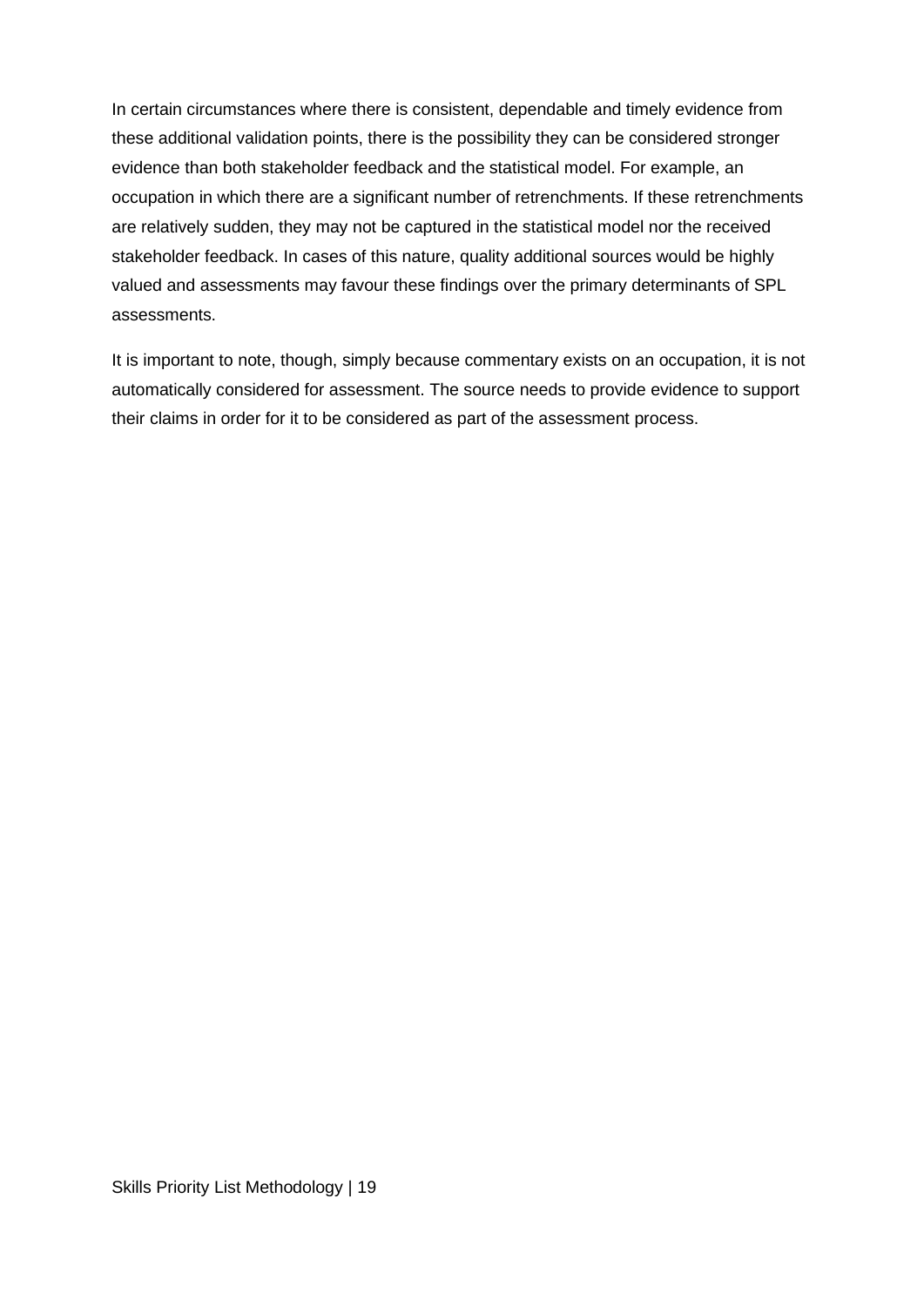In certain circumstances where there is consistent, dependable and timely evidence from these additional validation points, there is the possibility they can be considered stronger evidence than both stakeholder feedback and the statistical model. For example, an occupation in which there are a significant number of retrenchments. If these retrenchments are relatively sudden, they may not be captured in the statistical model nor the received stakeholder feedback. In cases of this nature, quality additional sources would be highly valued and assessments may favour these findings over the primary determinants of SPL assessments.

It is important to note, though, simply because commentary exists on an occupation, it is not automatically considered for assessment. The source needs to provide evidence to support their claims in order for it to be considered as part of the assessment process.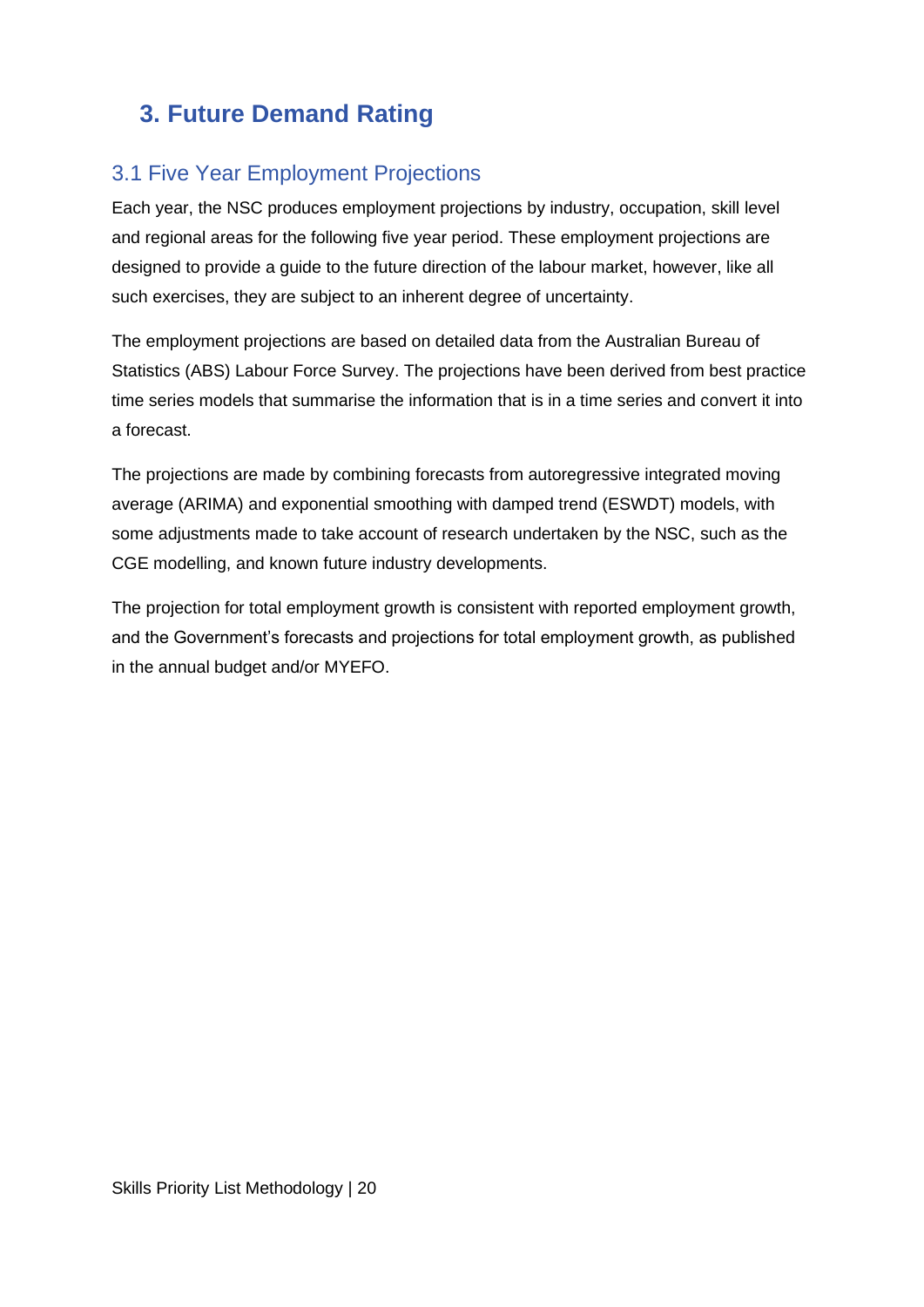# 3. Future Demand Rating

## 3.1 Five Year Employment Projections

Each year, the NSC produces employment projections by industry, occupation, skill level and regional areas for the following five year period. These employment projections are designed to provide a guide to the future direction of the labour market, however, like all such exercises, they are subject to an inherent degree of uncertainty.

The employment projections are based on detailed data from the Australian Bureau of Statistics (ABS) Labour Force Survey. The projections have been derived from best practice time series models that summarise the information that is in a time series and convert it into a forecast.

The projections are made by combining forecasts from autoregressive integrated moving average (ARIMA) and exponential smoothing with damped trend (ESWDT) models, with some adjustments made to take account of research undertaken by the NSC, such as the CGE modelling, and known future industry developments.

The projection for total employment growth is consistent with reported employment growth, and the Government's forecasts and projections for total employment growth, as published in the annual budget and/or MYEFO.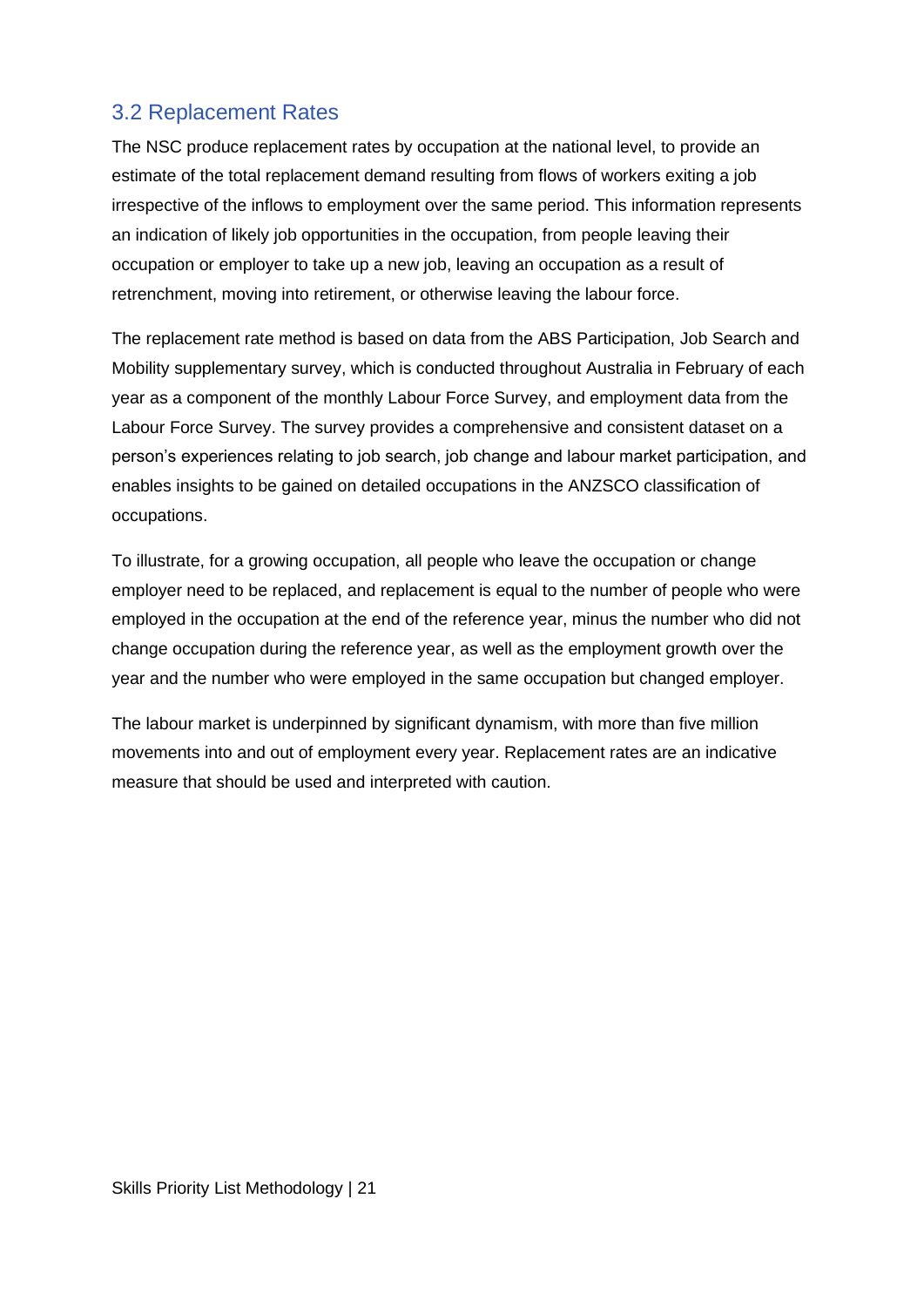## 3.2 Replacement Rates

The NSC produce replacement rates by occupation at the national level, to provide an estimate of the total replacement demand resulting from flows of workers exiting a job irrespective of the inflows to employment over the same period. This information represents an indication of likely job opportunities in the occupation, from people leaving their occupation or employer to take up a new job, leaving an occupation as a result of retrenchment, moving into retirement, or otherwise leaving the labour force.

The replacement rate method is based on data from the ABS Participation, Job Search and Mobility supplementary survey, which is conducted throughout Australia in February of each year as a component of the monthly Labour Force Survey, and employment data from the Labour Force Survey. The survey provides a comprehensive and consistent dataset on a person's experiences relating to job search, job change and labour market participation, and enables insights to be gained on detailed occupations in the ANZSCO classification of occupations.

To illustrate, for a growing occupation, all people who leave the occupation or change employer need to be replaced, and replacement is equal to the number of people who were employed in the occupation at the end of the reference year, minus the number who did not change occupation during the reference year, as well as the employment growth over the year and the number who were employed in the same occupation but changed employer.

The labour market is underpinned by significant dynamism, with more than five million movements into and out of employment every year. Replacement rates are an indicative measure that should be used and interpreted with caution.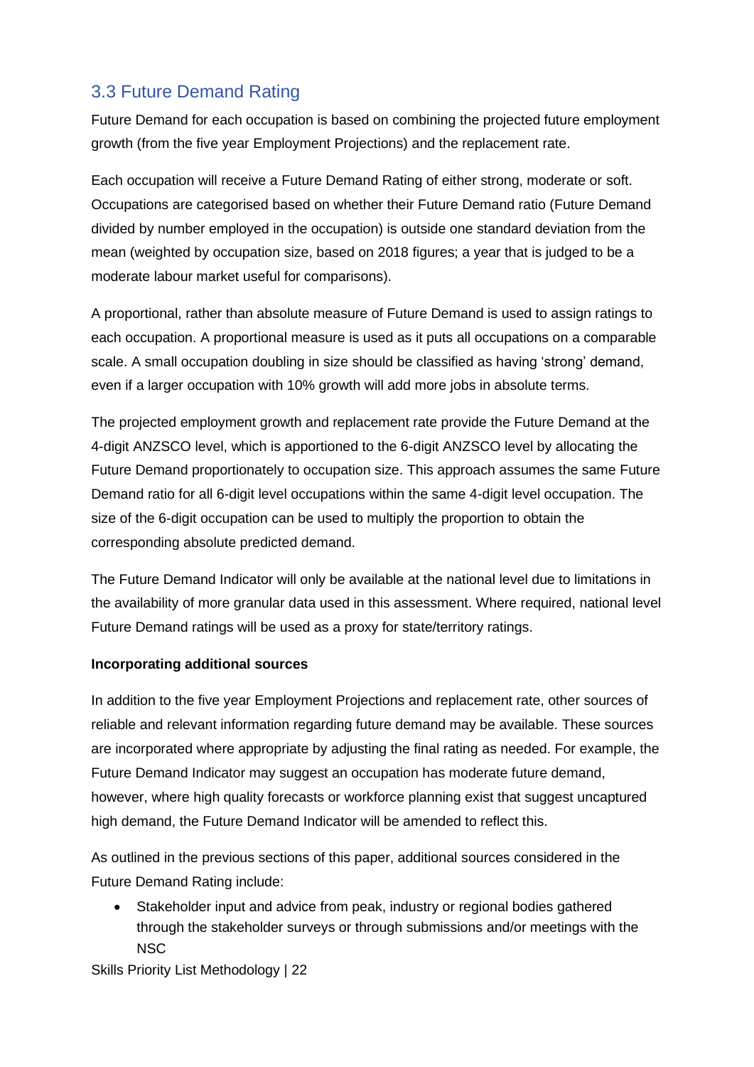## 3.3 Future Demand Rating

Future Demand for each occupation is based on combining the projected future employment growth (from the five year Employment Projections) and the replacement rate.

Each occupation will receive a Future Demand Rating of either strong, moderate or soft. Occupations are categorised based on whether their Future Demand ratio (Future Demand divided by number employed in the occupation) is outside one standard deviation from the mean (weighted by occupation size, based on 2018 figures; a year that is judged to be a moderate labour market useful for comparisons).

A proportional, rather than absolute measure of Future Demand is used to assign ratings to each occupation. A proportional measure is used as it puts all occupations on a comparable scale. A small occupation doubling in size should be classified as having 'strong' demand, even if a larger occupation with 10% growth will add more jobs in absolute terms.

The projected employment growth and replacement rate provide the Future Demand at the 4-digit ANZSCO level, which is apportioned to the 6-digit ANZSCO level by allocating the Future Demand proportionately to occupation size. This approach assumes the same Future Demand ratio for all 6-digit level occupations within the same 4-digit level occupation. The size of the 6-digit occupation can be used to multiply the proportion to obtain the corresponding absolute predicted demand.

The Future Demand Indicator will only be available at the national level due to limitations in the availability of more granular data used in this assessment. Where required, national level Future Demand ratings will be used as a proxy for state/territory ratings.

**Incorporating additional sources**

In addition to the five year Employment Projections and replacement rate, other sources of reliable and relevant information regarding future demand may be available. These sources are incorporated where appropriate by adjusting the final rating as needed. For example, the Future Demand Indicator may suggest an occupation has moderate future demand, however, where high quality forecasts or workforce planning exist that suggest uncaptured high demand, the Future Demand Indicator will be amended to reflect this.

As outlined in the previous sections of this paper, additional sources considered in the Future Demand Rating include:

- Stakeholder input and advice from peak, industry or regional bodies gathered through the stakeholder surveys or through submissions and/or meetings with the NSC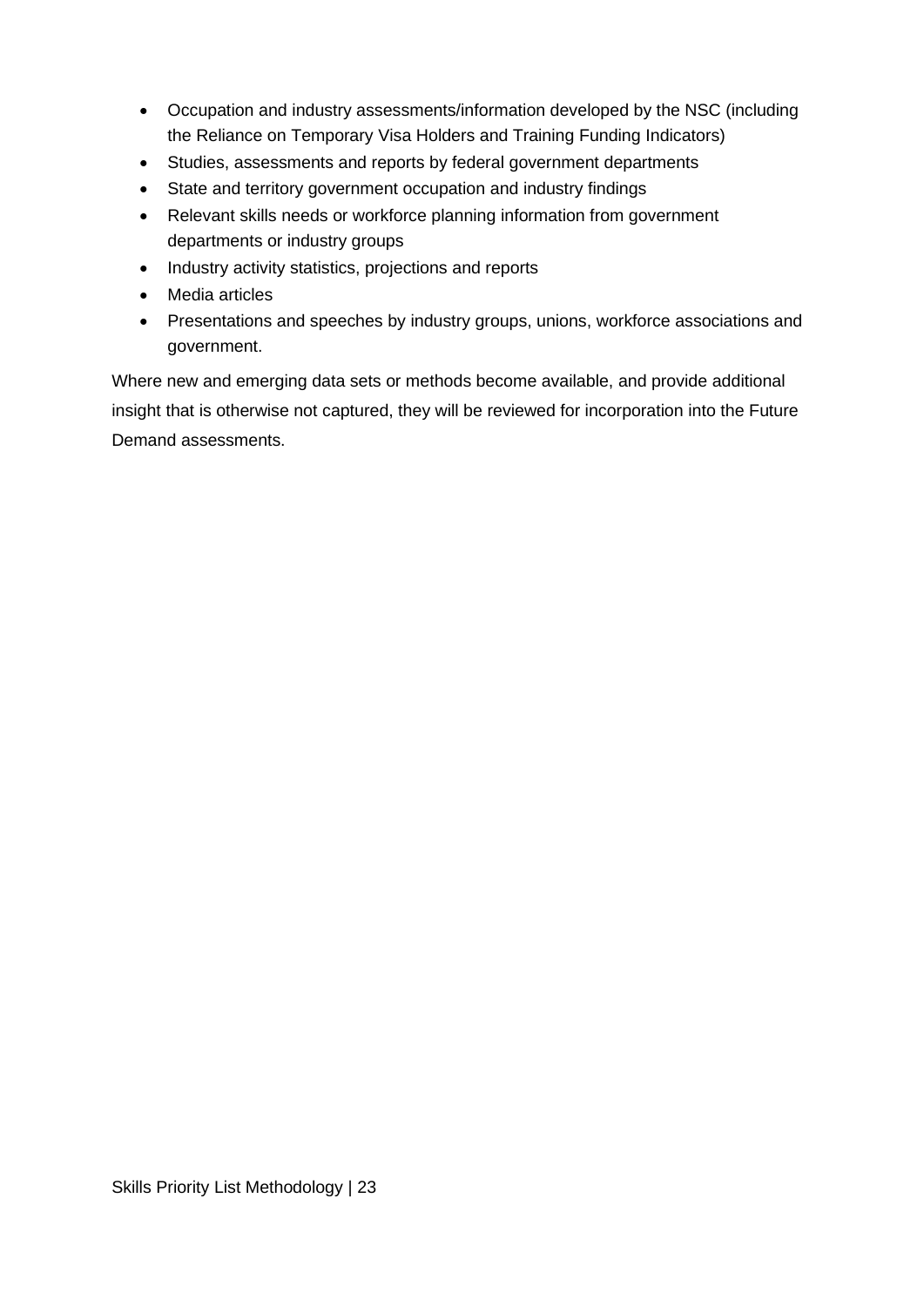- Occupation and industry assessments/information developed by the NSC (including the Reliance on Temporary Visa Holders and Training Funding Indicators)
- Studies, assessments and reports by federal government departments
- State and territory government occupation and industry findings
- Relevant skills needs or workforce planning information from government departments or industry groups
- Industry activity statistics, projections and reports
- Media articles
- Presentations and speeches by industry groups, unions, workforce associations and government.

Where new and emerging data sets or methods become available, and provide additional insight that is otherwise not captured, they will be reviewed for incorporation into the Future Demand assessments.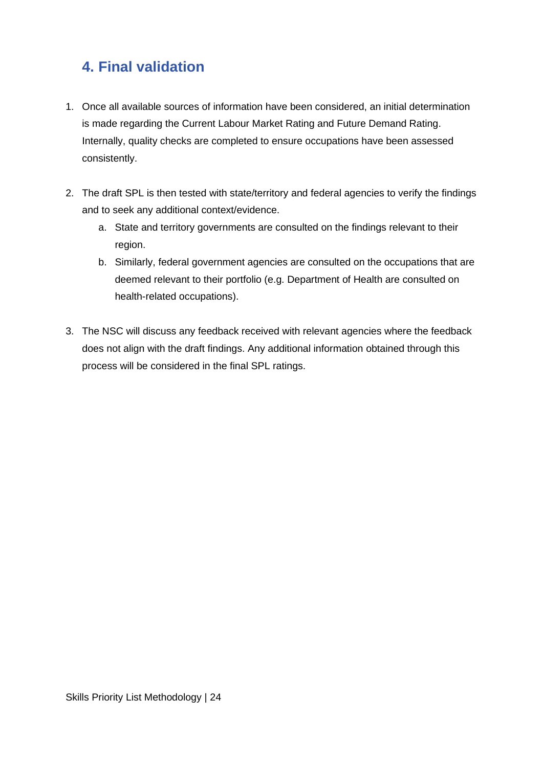## 4. Final validation

1. Once all available sources of information have been considered, an initial determination is made regarding the Current Labour Market Rating and Future Demand Rating. Internally, quality checks are completed to ensure occupations have been assessed consistently.

2. The draft SPL is then tested with state/territory and federal agencies to verify the findings and to seek any additional context/evidence.
   a. State and territory governments are consulted on the findings relevant to their region.
   b. Similarly, federal government agencies are consulted on the occupations that are deemed relevant to their portfolio (e.g. Department of Health are consulted on health-related occupations).

3. The NSC will discuss any feedback received with relevant agencies where the feedback does not align with the draft findings. Any additional information obtained through this process will be considered in the final SPL ratings.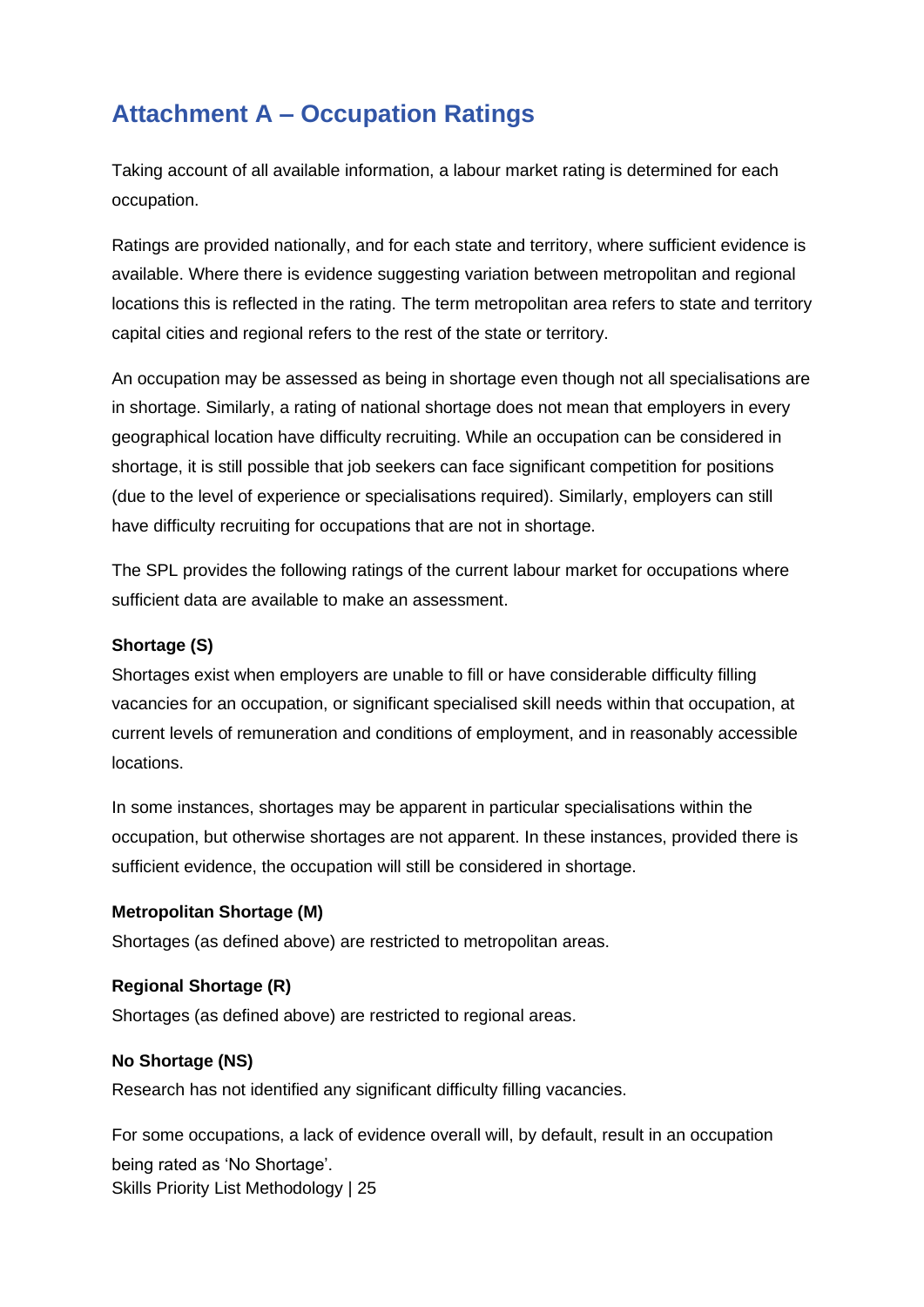# Attachment A – Occupation Ratings

Taking account of all available information, a labour market rating is determined for each occupation.

Ratings are provided nationally, and for each state and territory, where sufficient evidence is available. Where there is evidence suggesting variation between metropolitan and regional locations this is reflected in the rating. The term metropolitan area refers to state and territory capital cities and regional refers to the rest of the state or territory.

An occupation may be assessed as being in shortage even though not all specialisations are in shortage. Similarly, a rating of national shortage does not mean that employers in every geographical location have difficulty recruiting. While an occupation can be considered in shortage, it is still possible that job seekers can face significant competition for positions (due to the level of experience or specialisations required). Similarly, employers can still have difficulty recruiting for occupations that are not in shortage.

The SPL provides the following ratings of the current labour market for occupations where sufficient data are available to make an assessment.

**Shortage (S)**

Shortages exist when employers are unable to fill or have considerable difficulty filling vacancies for an occupation, or significant specialised skill needs within that occupation, at current levels of remuneration and conditions of employment, and in reasonably accessible locations.

In some instances, shortages may be apparent in particular specialisations within the occupation, but otherwise shortages are not apparent. In these instances, provided there is sufficient evidence, the occupation will still be considered in shortage.

**Metropolitan Shortage (M)**

Shortages (as defined above) are restricted to metropolitan areas.

**Regional Shortage (R)**

Shortages (as defined above) are restricted to regional areas.

**No Shortage (NS)**

Research has not identified any significant difficulty filling vacancies.

For some occupations, a lack of evidence overall will, by default, result in an occupation being rated as 'No Shortage'.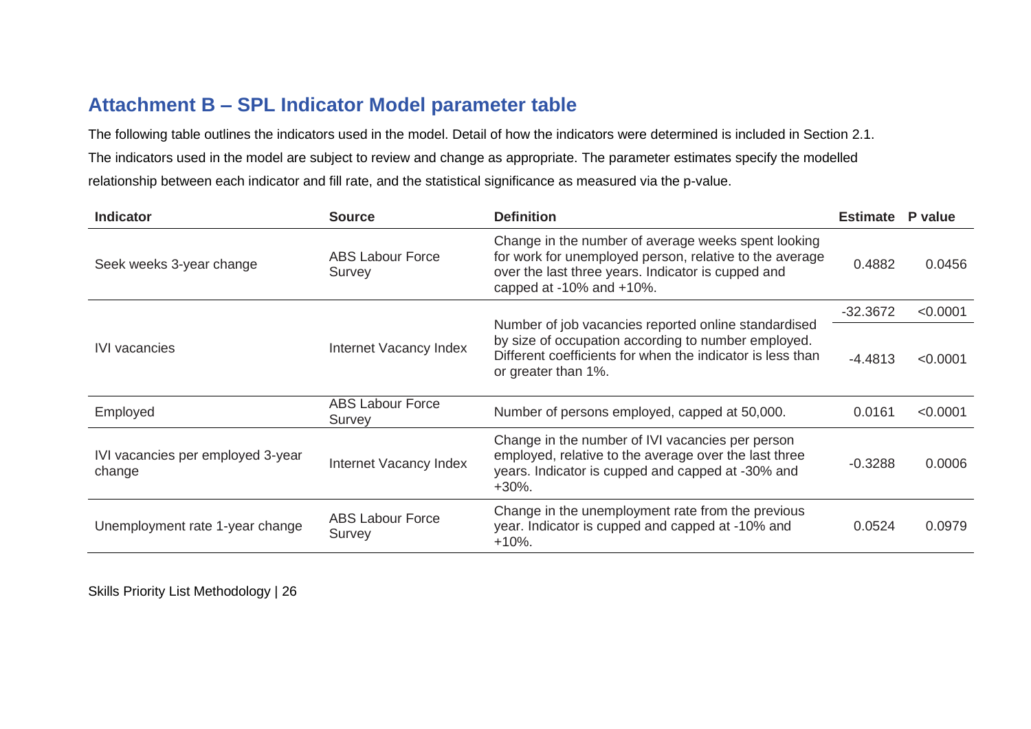## Attachment B – SPL Indicator Model parameter table

The following table outlines the indicators used in the model. Detail of how the indicators were determined is included in Section 2.1.

The indicators used in the model are subject to review and change as appropriate. The parameter estimates specify the modelled relationship between each indicator and fill rate, and the statistical significance as measured via the p-value.

| Indicator | Source | Definition | Estimate | P value |
|---|---|---|---|---|
| Seek weeks 3-year change | ABS Labour Force Survey | Change in the number of average weeks spent looking for work for unemployed person, relative to the average over the last three years. Indicator is cupped and capped at -10% and +10%. | 0.4882 | 0.0456 |
| IVI vacancies | Internet Vacancy Index | Number of job vacancies reported online standardised by size of occupation according to number employed. Different coefficients for when the indicator is less than or greater than 1%. | -32.3672 | <0.0001 |
| | | | -4.4813 | <0.0001 |
| Employed | ABS Labour Force Survey | Number of persons employed, capped at 50,000. | 0.0161 | <0.0001 |
| IVI vacancies per employed 3-year change | Internet Vacancy Index | Change in the number of IVI vacancies per person employed, relative to the average over the last three years. Indicator is cupped and capped at -30% and +30%. | -0.3288 | 0.0006 |
| Unemployment rate 1-year change | ABS Labour Force Survey | Change in the unemployment rate from the previous year. Indicator is cupped and capped at -10% and +10%. | 0.0524 | 0.0979 |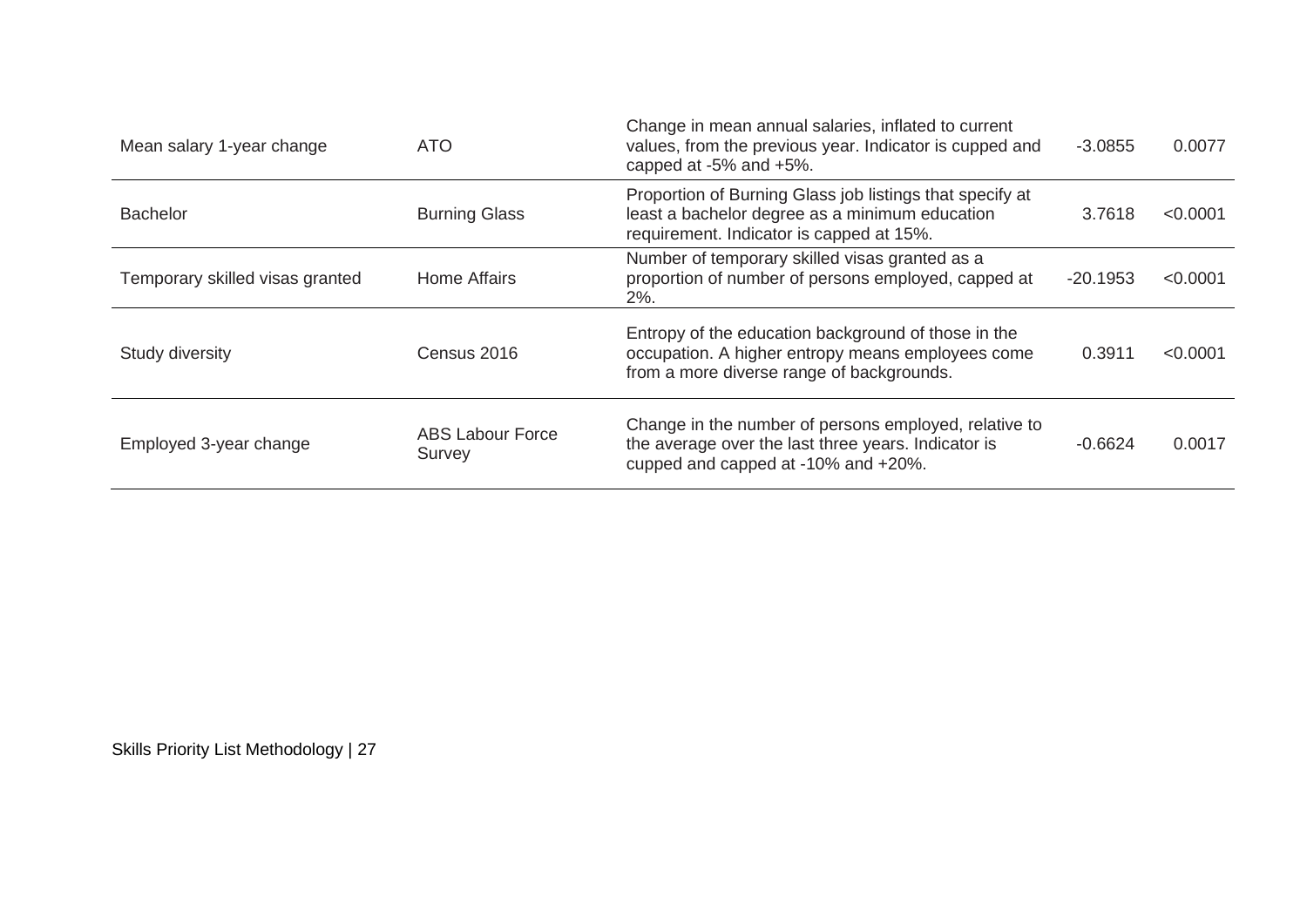| | | | | |
|---|---|---|---|---|
| Mean salary 1-year change | ATO | Change in mean annual salaries, inflated to current values, from the previous year. Indicator is cupped and capped at -5% and +5%. | -3.0855 | 0.0077 |
| Bachelor | Burning Glass | Proportion of Burning Glass job listings that specify at least a bachelor degree as a minimum education requirement. Indicator is capped at 15%. | 3.7618 | <0.0001 |
| Temporary skilled visas granted | Home Affairs | Number of temporary skilled visas granted as a proportion of number of persons employed, capped at 2%. | -20.1953 | <0.0001 |
| Study diversity | Census 2016 | Entropy of the education background of those in the occupation. A higher entropy means employees come from a more diverse range of backgrounds. | 0.3911 | <0.0001 |
| Employed 3-year change | ABS Labour Force Survey | Change in the number of persons employed, relative to the average over the last three years. Indicator is cupped and capped at -10% and +20%. | -0.6624 | 0.0017 |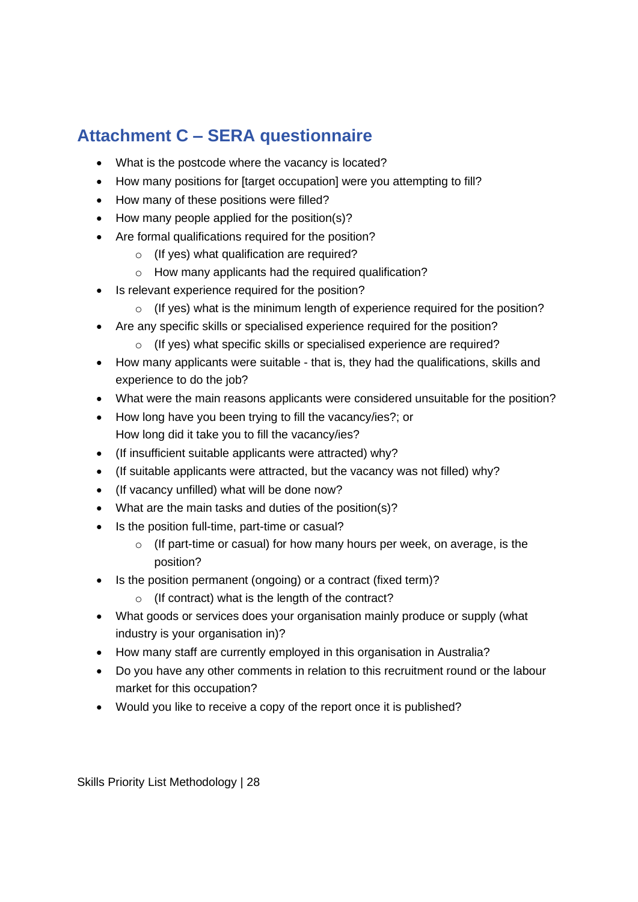## Attachment C – SERA questionnaire

- What is the postcode where the vacancy is located?
- How many positions for [target occupation] were you attempting to fill?
- How many of these positions were filled?
- How many people applied for the position(s)?
- Are formal qualifications required for the position?
    - (If yes) what qualification are required?
    - How many applicants had the required qualification?
- Is relevant experience required for the position?
    - (If yes) what is the minimum length of experience required for the position?
- Are any specific skills or specialised experience required for the position?
    - (If yes) what specific skills or specialised experience are required?
- How many applicants were suitable - that is, they had the qualifications, skills and experience to do the job?
- What were the main reasons applicants were considered unsuitable for the position?
- How long have you been trying to fill the vacancy/ies?; or
  How long did it take you to fill the vacancy/ies?
- (If insufficient suitable applicants were attracted) why?
- (If suitable applicants were attracted, but the vacancy was not filled) why?
- (If vacancy unfilled) what will be done now?
- What are the main tasks and duties of the position(s)?
- Is the position full-time, part-time or casual?
    - (If part-time or casual) for how many hours per week, on average, is the position?
- Is the position permanent (ongoing) or a contract (fixed term)?
    - (If contract) what is the length of the contract?
- What goods or services does your organisation mainly produce or supply (what industry is your organisation in)?
- How many staff are currently employed in this organisation in Australia?
- Do you have any other comments in relation to this recruitment round or the labour market for this occupation?
- Would you like to receive a copy of the report once it is published?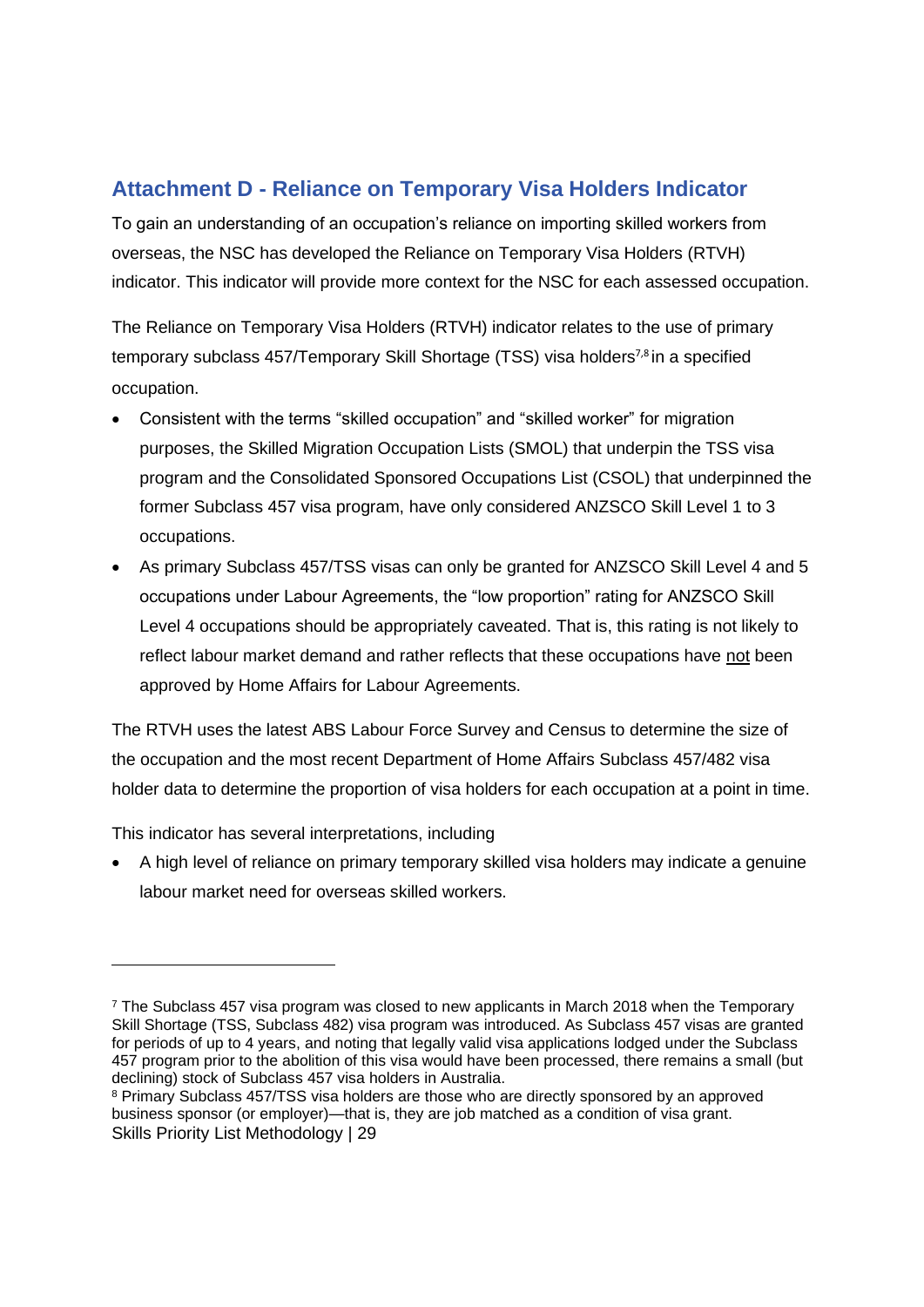## Attachment D - Reliance on Temporary Visa Holders Indicator

To gain an understanding of an occupation's reliance on importing skilled workers from overseas, the NSC has developed the Reliance on Temporary Visa Holders (RTVH) indicator. This indicator will provide more context for the NSC for each assessed occupation.

The Reliance on Temporary Visa Holders (RTVH) indicator relates to the use of primary temporary subclass 457/Temporary Skill Shortage (TSS) visa holders[7,8] in a specified occupation.

- Consistent with the terms "skilled occupation" and "skilled worker" for migration purposes, the Skilled Migration Occupation Lists (SMOL) that underpin the TSS visa program and the Consolidated Sponsored Occupations List (CSOL) that underpinned the former Subclass 457 visa program, have only considered ANZSCO Skill Level 1 to 3 occupations.
- As primary Subclass 457/TSS visas can only be granted for ANZSCO Skill Level 4 and 5 occupations under Labour Agreements, the "low proportion" rating for ANZSCO Skill Level 4 occupations should be appropriately caveated. That is, this rating is not likely to reflect labour market demand and rather reflects that these occupations have not been approved by Home Affairs for Labour Agreements.

The RTVH uses the latest ABS Labour Force Survey and Census to determine the size of the occupation and the most recent Department of Home Affairs Subclass 457/482 visa holder data to determine the proportion of visa holders for each occupation at a point in time.

This indicator has several interpretations, including

- A high level of reliance on primary temporary skilled visa holders may indicate a genuine labour market need for overseas skilled workers.

---

[7] The Subclass 457 visa program was closed to new applicants in March 2018 when the Temporary Skill Shortage (TSS, Subclass 482) visa program was introduced. As Subclass 457 visas are granted for periods of up to 4 years, and noting that legally valid visa applications lodged under the Subclass 457 program prior to the abolition of this visa would have been processed, there remains a small (but declining) stock of Subclass 457 visa holders in Australia.

[8] Primary Subclass 457/TSS visa holders are those who are directly sponsored by an approved business sponsor (or employer)—that is, they are job matched as a condition of visa grant.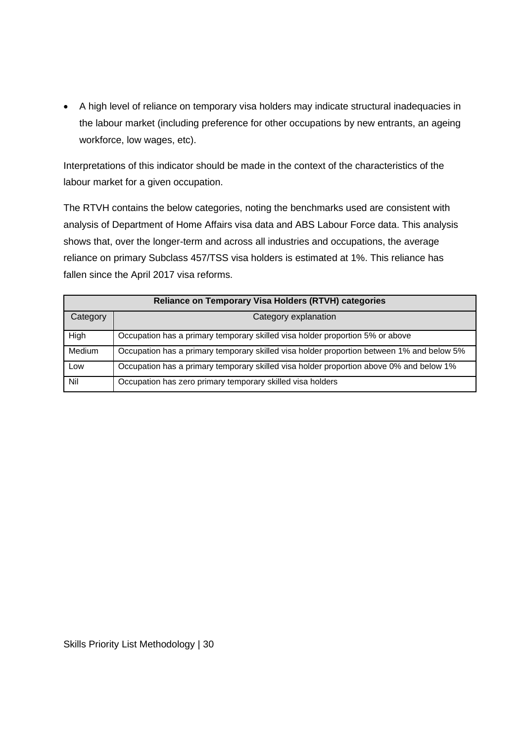- A high level of reliance on temporary visa holders may indicate structural inadequacies in the labour market (including preference for other occupations by new entrants, an ageing workforce, low wages, etc).

Interpretations of this indicator should be made in the context of the characteristics of the labour market for a given occupation.

The RTVH contains the below categories, noting the benchmarks used are consistent with analysis of Department of Home Affairs visa data and ABS Labour Force data. This analysis shows that, over the longer-term and across all industries and occupations, the average reliance on primary Subclass 457/TSS visa holders is estimated at 1%. This reliance has fallen since the April 2017 visa reforms.

| **Reliance on Temporary Visa Holders (RTVH) categories** | |
|---|---|
| Category | Category explanation |
| High | Occupation has a primary temporary skilled visa holder proportion 5% or above |
| Medium | Occupation has a primary temporary skilled visa holder proportion between 1% and below 5% |
| Low | Occupation has a primary temporary skilled visa holder proportion above 0% and below 1% |
| Nil | Occupation has zero primary temporary skilled visa holders |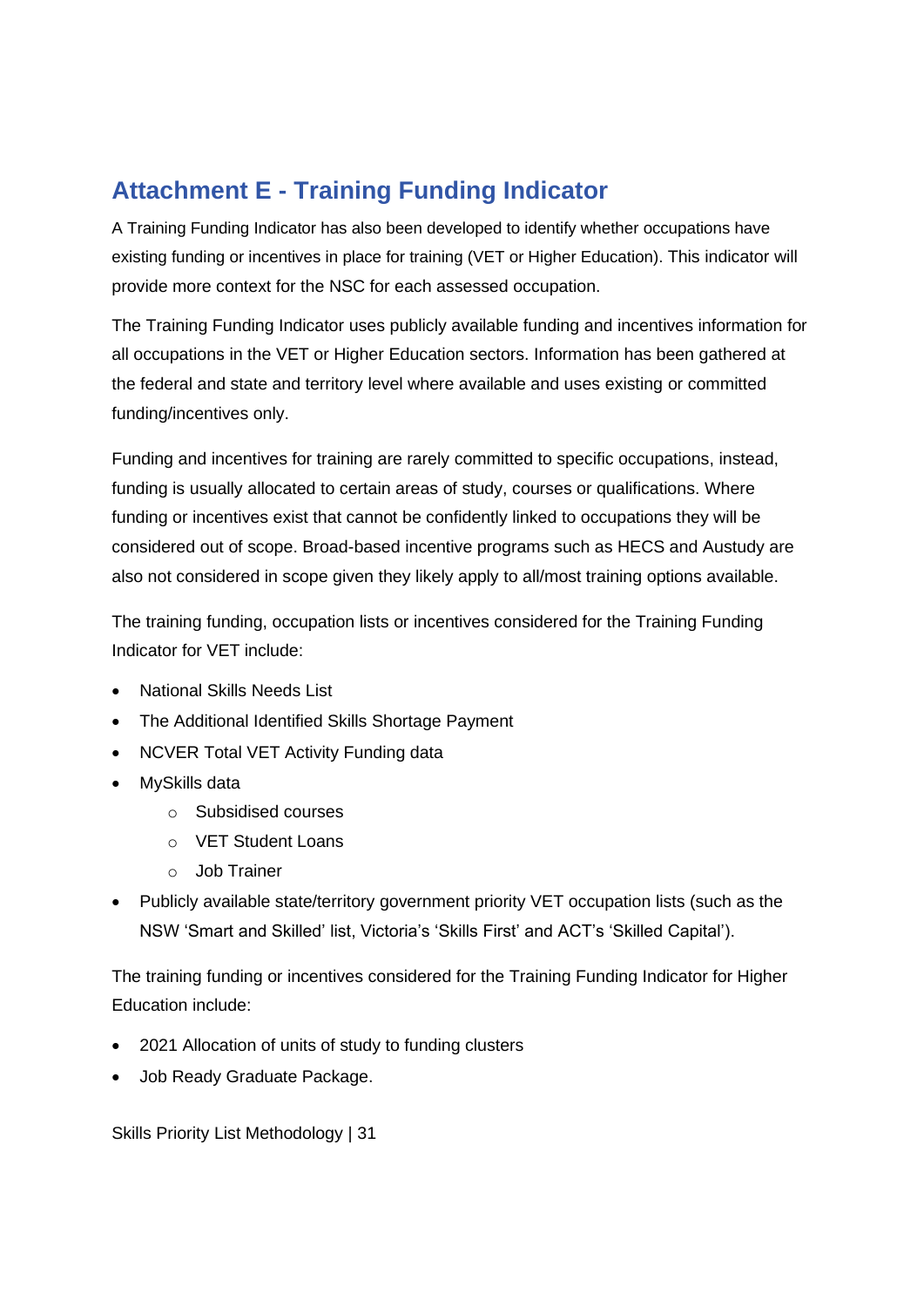# Attachment E - Training Funding Indicator

A Training Funding Indicator has also been developed to identify whether occupations have existing funding or incentives in place for training (VET or Higher Education). This indicator will provide more context for the NSC for each assessed occupation.

The Training Funding Indicator uses publicly available funding and incentives information for all occupations in the VET or Higher Education sectors. Information has been gathered at the federal and state and territory level where available and uses existing or committed funding/incentives only.

Funding and incentives for training are rarely committed to specific occupations, instead, funding is usually allocated to certain areas of study, courses or qualifications. Where funding or incentives exist that cannot be confidently linked to occupations they will be considered out of scope. Broad-based incentive programs such as HECS and Austudy are also not considered in scope given they likely apply to all/most training options available.

The training funding, occupation lists or incentives considered for the Training Funding Indicator for VET include:

- National Skills Needs List
- The Additional Identified Skills Shortage Payment
- NCVER Total VET Activity Funding data
- MySkills data
  - Subsidised courses
  - VET Student Loans
  - Job Trainer
- Publicly available state/territory government priority VET occupation lists (such as the NSW 'Smart and Skilled' list, Victoria's 'Skills First' and ACT's 'Skilled Capital').

The training funding or incentives considered for the Training Funding Indicator for Higher Education include:

- 2021 Allocation of units of study to funding clusters
- Job Ready Graduate Package.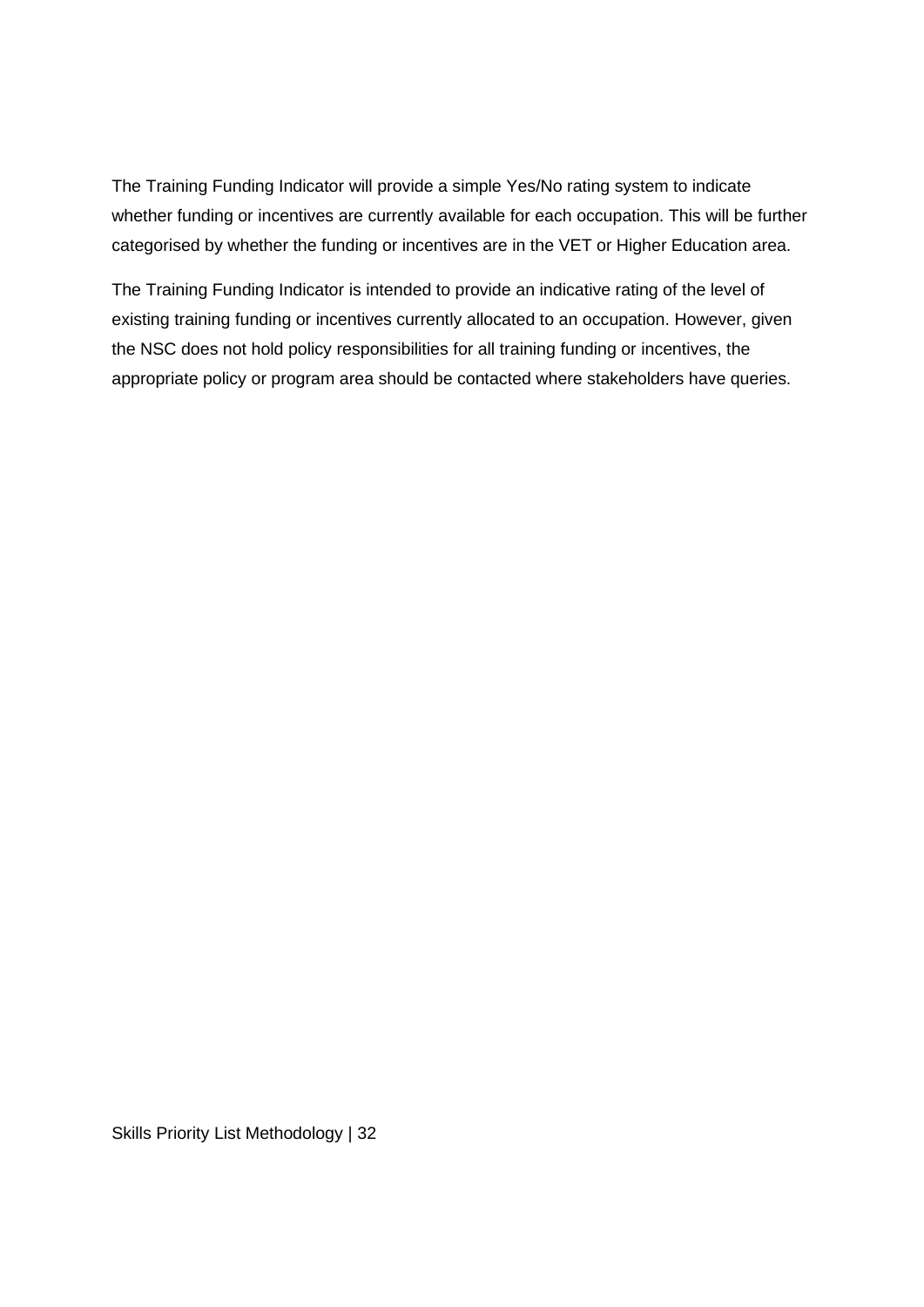The Training Funding Indicator will provide a simple Yes/No rating system to indicate whether funding or incentives are currently available for each occupation. This will be further categorised by whether the funding or incentives are in the VET or Higher Education area.

The Training Funding Indicator is intended to provide an indicative rating of the level of existing training funding or incentives currently allocated to an occupation. However, given the NSC does not hold policy responsibilities for all training funding or incentives, the appropriate policy or program area should be contacted where stakeholders have queries.